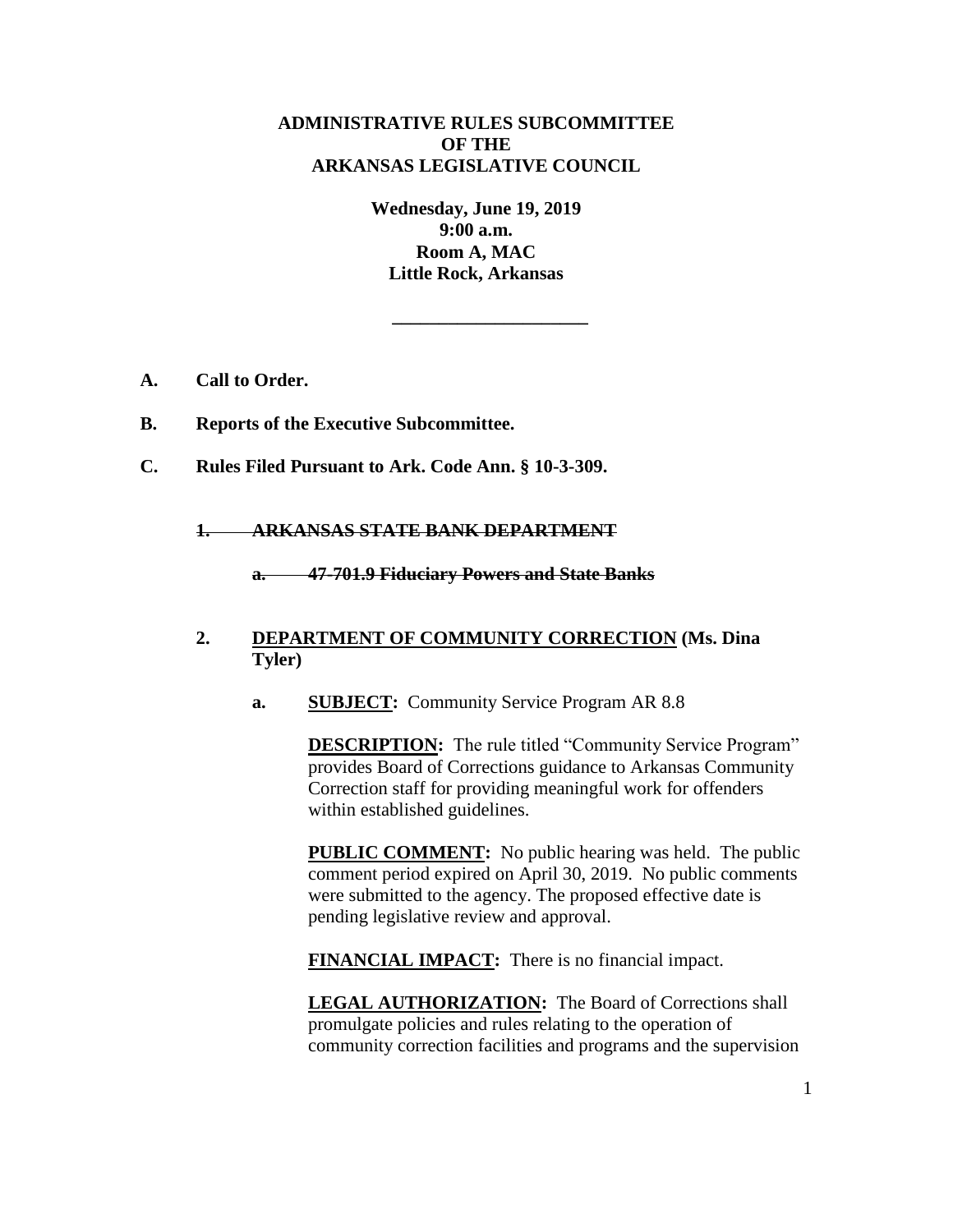**ADMINISTRATIVE RULES SUBCOMMITTEE**
**OF THE**
**ARKANSAS LEGISLATIVE COUNCIL**

**Wednesday, June 19, 2019**
**9:00 a.m.**
**Room A, MAC**
**Little Rock, Arkansas**

---

**A. Call to Order.**

**B. Reports of the Executive Subcommittee.**

**C. Rules Filed Pursuant to Ark. Code Ann. § 10-3-309.**

**~~1. ARKANSAS STATE BANK DEPARTMENT~~**

**~~a. 47-701.9 Fiduciary Powers and State Banks~~**

**2. <u>DEPARTMENT OF COMMUNITY CORRECTION</u> (Ms. Dina Tyler)**

**a. <u>SUBJECT</u>:** Community Service Program AR 8.8

**<u>DESCRIPTION</u>:** The rule titled "Community Service Program" provides Board of Corrections guidance to Arkansas Community Correction staff for providing meaningful work for offenders within established guidelines.

**<u>PUBLIC COMMENT</u>:** No public hearing was held. The public comment period expired on April 30, 2019. No public comments were submitted to the agency. The proposed effective date is pending legislative review and approval.

**<u>FINANCIAL IMPACT</u>:** There is no financial impact.

**<u>LEGAL AUTHORIZATION</u>:** The Board of Corrections shall promulgate policies and rules relating to the operation of community correction facilities and programs and the supervision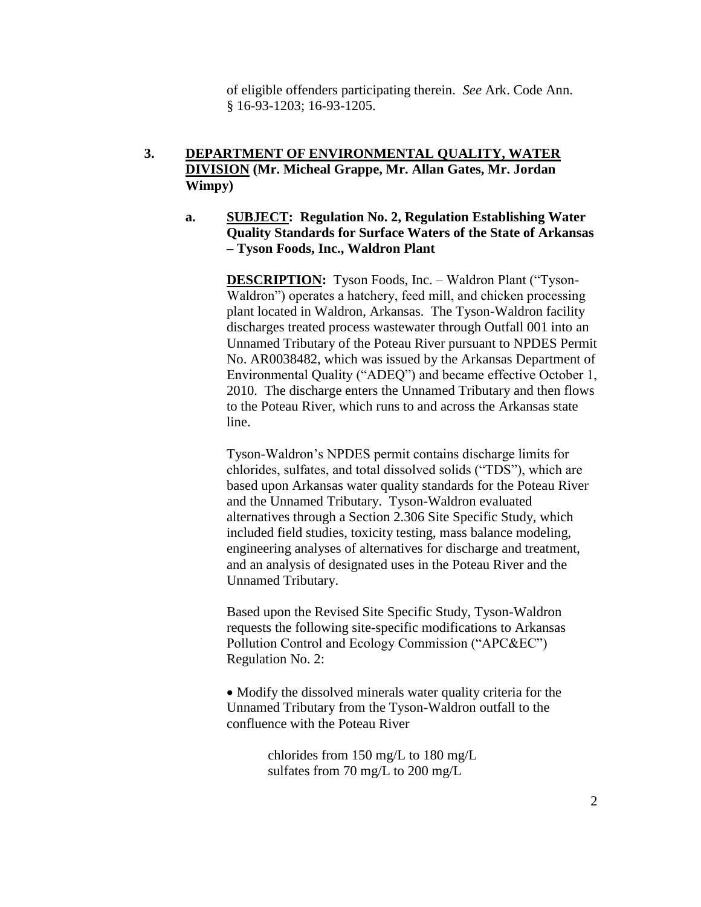of eligible offenders participating therein. *See* Ark. Code Ann. § 16-93-1203; 16-93-1205.

**3. DEPARTMENT OF ENVIRONMENTAL QUALITY, WATER DIVISION (Mr. Micheal Grappe, Mr. Allan Gates, Mr. Jordan Wimpy)**

**a. SUBJECT: Regulation No. 2, Regulation Establishing Water Quality Standards for Surface Waters of the State of Arkansas – Tyson Foods, Inc., Waldron Plant**

**DESCRIPTION:** Tyson Foods, Inc. – Waldron Plant ("Tyson-Waldron") operates a hatchery, feed mill, and chicken processing plant located in Waldron, Arkansas. The Tyson-Waldron facility discharges treated process wastewater through Outfall 001 into an Unnamed Tributary of the Poteau River pursuant to NPDES Permit No. AR0038482, which was issued by the Arkansas Department of Environmental Quality ("ADEQ") and became effective October 1, 2010. The discharge enters the Unnamed Tributary and then flows to the Poteau River, which runs to and across the Arkansas state line.

Tyson-Waldron's NPDES permit contains discharge limits for chlorides, sulfates, and total dissolved solids ("TDS"), which are based upon Arkansas water quality standards for the Poteau River and the Unnamed Tributary. Tyson-Waldron evaluated alternatives through a Section 2.306 Site Specific Study, which included field studies, toxicity testing, mass balance modeling, engineering analyses of alternatives for discharge and treatment, and an analysis of designated uses in the Poteau River and the Unnamed Tributary.

Based upon the Revised Site Specific Study, Tyson-Waldron requests the following site-specific modifications to Arkansas Pollution Control and Ecology Commission ("APC&EC") Regulation No. 2:

- Modify the dissolved minerals water quality criteria for the Unnamed Tributary from the Tyson-Waldron outfall to the confluence with the Poteau River

  chlorides from 150 mg/L to 180 mg/L
  sulfates from 70 mg/L to 200 mg/L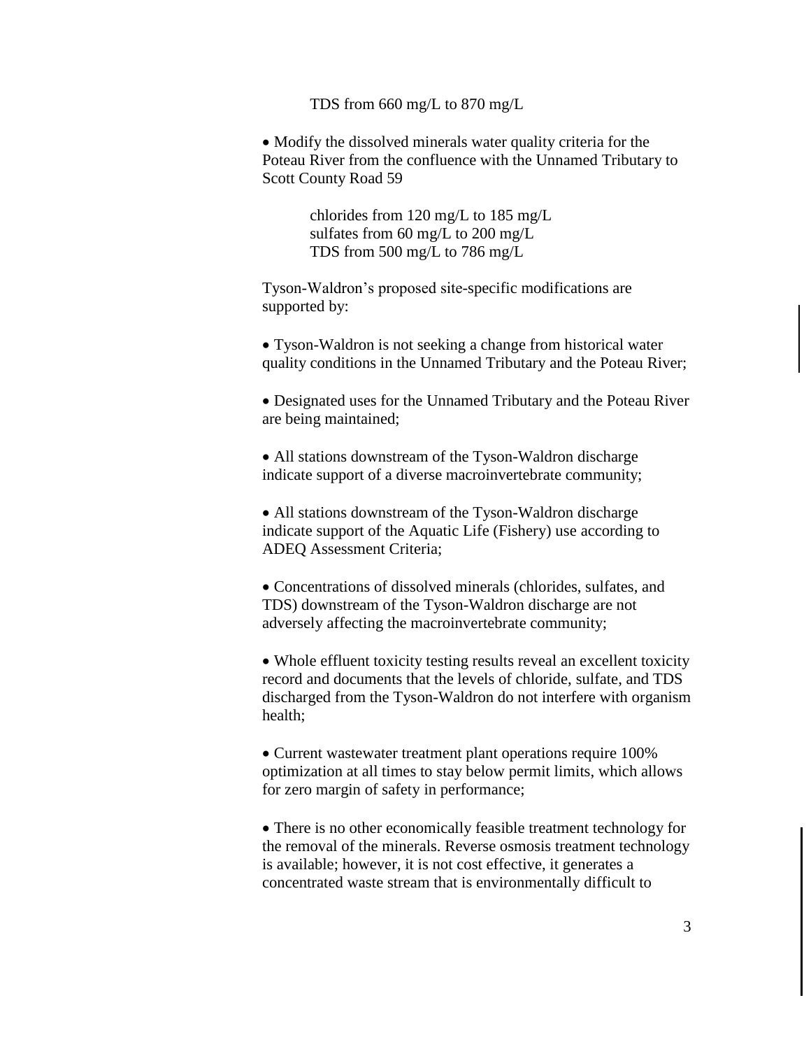TDS from 660 mg/L to 870 mg/L

- Modify the dissolved minerals water quality criteria for the Poteau River from the confluence with the Unnamed Tributary to Scott County Road 59

  chlorides from 120 mg/L to 185 mg/L
  sulfates from 60 mg/L to 200 mg/L
  TDS from 500 mg/L to 786 mg/L

Tyson-Waldron's proposed site-specific modifications are supported by:

- Tyson-Waldron is not seeking a change from historical water quality conditions in the Unnamed Tributary and the Poteau River;

- Designated uses for the Unnamed Tributary and the Poteau River are being maintained;

- All stations downstream of the Tyson-Waldron discharge indicate support of a diverse macroinvertebrate community;

- All stations downstream of the Tyson-Waldron discharge indicate support of the Aquatic Life (Fishery) use according to ADEQ Assessment Criteria;

- Concentrations of dissolved minerals (chlorides, sulfates, and TDS) downstream of the Tyson-Waldron discharge are not adversely affecting the macroinvertebrate community;

- Whole effluent toxicity testing results reveal an excellent toxicity record and documents that the levels of chloride, sulfate, and TDS discharged from the Tyson-Waldron do not interfere with organism health;

- Current wastewater treatment plant operations require 100% optimization at all times to stay below permit limits, which allows for zero margin of safety in performance;

- There is no other economically feasible treatment technology for the removal of the minerals. Reverse osmosis treatment technology is available; however, it is not cost effective, it generates a concentrated waste stream that is environmentally difficult to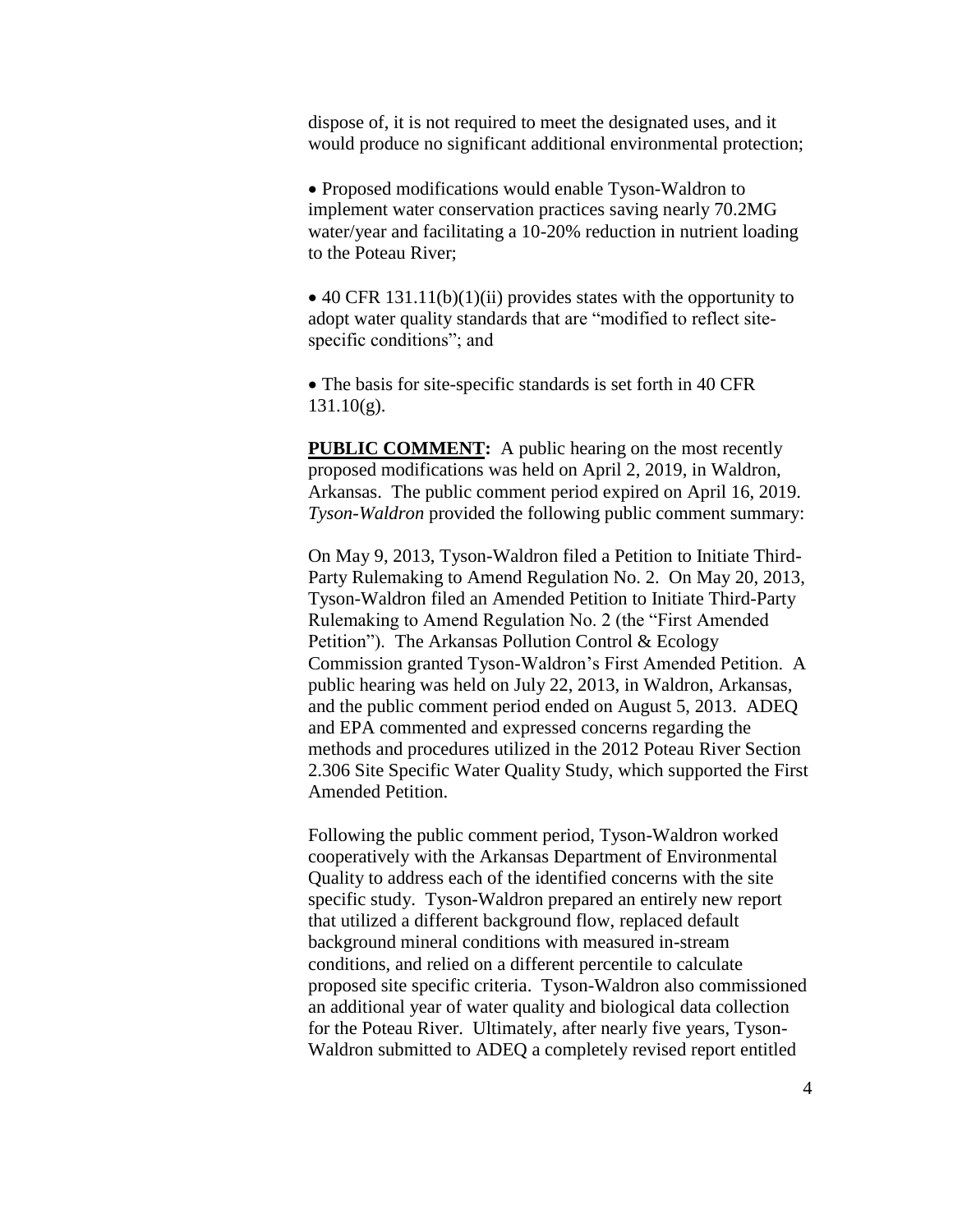dispose of, it is not required to meet the designated uses, and it would produce no significant additional environmental protection;

- Proposed modifications would enable Tyson-Waldron to implement water conservation practices saving nearly 70.2MG water/year and facilitating a 10-20% reduction in nutrient loading to the Poteau River;

- 40 CFR 131.11(b)(1)(ii) provides states with the opportunity to adopt water quality standards that are "modified to reflect site-specific conditions"; and

- The basis for site-specific standards is set forth in 40 CFR 131.10(g).

**PUBLIC COMMENT:** A public hearing on the most recently proposed modifications was held on April 2, 2019, in Waldron, Arkansas. The public comment period expired on April 16, 2019. *Tyson-Waldron* provided the following public comment summary:

On May 9, 2013, Tyson-Waldron filed a Petition to Initiate Third-Party Rulemaking to Amend Regulation No. 2. On May 20, 2013, Tyson-Waldron filed an Amended Petition to Initiate Third-Party Rulemaking to Amend Regulation No. 2 (the "First Amended Petition"). The Arkansas Pollution Control & Ecology Commission granted Tyson-Waldron's First Amended Petition. A public hearing was held on July 22, 2013, in Waldron, Arkansas, and the public comment period ended on August 5, 2013. ADEQ and EPA commented and expressed concerns regarding the methods and procedures utilized in the 2012 Poteau River Section 2.306 Site Specific Water Quality Study, which supported the First Amended Petition.

Following the public comment period, Tyson-Waldron worked cooperatively with the Arkansas Department of Environmental Quality to address each of the identified concerns with the site specific study. Tyson-Waldron prepared an entirely new report that utilized a different background flow, replaced default background mineral conditions with measured in-stream conditions, and relied on a different percentile to calculate proposed site specific criteria. Tyson-Waldron also commissioned an additional year of water quality and biological data collection for the Poteau River. Ultimately, after nearly five years, Tyson-Waldron submitted to ADEQ a completely revised report entitled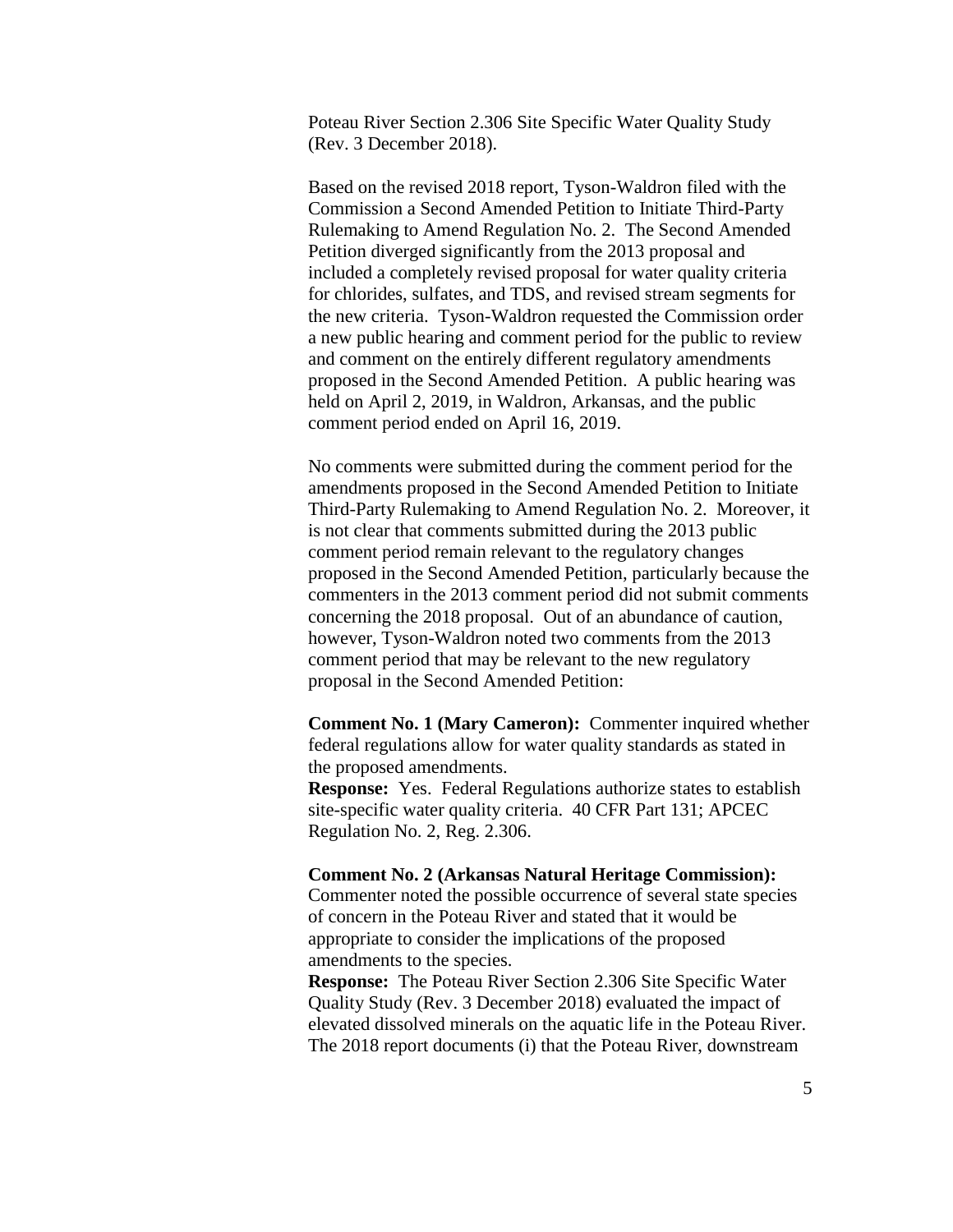Poteau River Section 2.306 Site Specific Water Quality Study (Rev. 3 December 2018).

Based on the revised 2018 report, Tyson-Waldron filed with the Commission a Second Amended Petition to Initiate Third-Party Rulemaking to Amend Regulation No. 2. The Second Amended Petition diverged significantly from the 2013 proposal and included a completely revised proposal for water quality criteria for chlorides, sulfates, and TDS, and revised stream segments for the new criteria. Tyson-Waldron requested the Commission order a new public hearing and comment period for the public to review and comment on the entirely different regulatory amendments proposed in the Second Amended Petition. A public hearing was held on April 2, 2019, in Waldron, Arkansas, and the public comment period ended on April 16, 2019.

No comments were submitted during the comment period for the amendments proposed in the Second Amended Petition to Initiate Third-Party Rulemaking to Amend Regulation No. 2. Moreover, it is not clear that comments submitted during the 2013 public comment period remain relevant to the regulatory changes proposed in the Second Amended Petition, particularly because the commenters in the 2013 comment period did not submit comments concerning the 2018 proposal. Out of an abundance of caution, however, Tyson-Waldron noted two comments from the 2013 comment period that may be relevant to the new regulatory proposal in the Second Amended Petition:

**Comment No. 1 (Mary Cameron):** Commenter inquired whether federal regulations allow for water quality standards as stated in the proposed amendments.
**Response:** Yes. Federal Regulations authorize states to establish site-specific water quality criteria. 40 CFR Part 131; APCEC Regulation No. 2, Reg. 2.306.

**Comment No. 2 (Arkansas Natural Heritage Commission):** Commenter noted the possible occurrence of several state species of concern in the Poteau River and stated that it would be appropriate to consider the implications of the proposed amendments to the species.
**Response:** The Poteau River Section 2.306 Site Specific Water Quality Study (Rev. 3 December 2018) evaluated the impact of elevated dissolved minerals on the aquatic life in the Poteau River. The 2018 report documents (i) that the Poteau River, downstream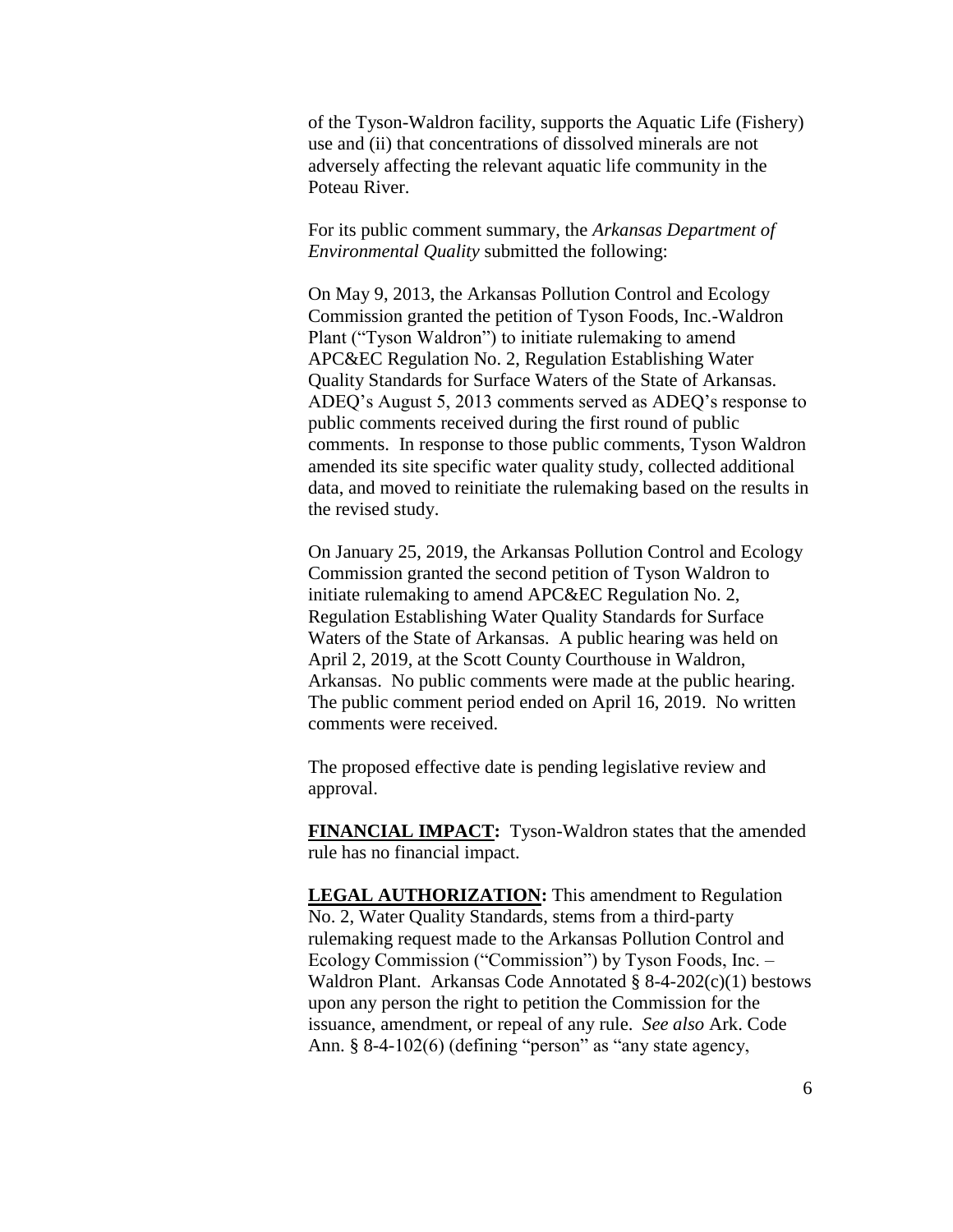of the Tyson-Waldron facility, supports the Aquatic Life (Fishery) use and (ii) that concentrations of dissolved minerals are not adversely affecting the relevant aquatic life community in the Poteau River.

For its public comment summary, the *Arkansas Department of Environmental Quality* submitted the following:

On May 9, 2013, the Arkansas Pollution Control and Ecology Commission granted the petition of Tyson Foods, Inc.-Waldron Plant ("Tyson Waldron") to initiate rulemaking to amend APC&EC Regulation No. 2, Regulation Establishing Water Quality Standards for Surface Waters of the State of Arkansas. ADEQ's August 5, 2013 comments served as ADEQ's response to public comments received during the first round of public comments. In response to those public comments, Tyson Waldron amended its site specific water quality study, collected additional data, and moved to reinitiate the rulemaking based on the results in the revised study.

On January 25, 2019, the Arkansas Pollution Control and Ecology Commission granted the second petition of Tyson Waldron to initiate rulemaking to amend APC&EC Regulation No. 2, Regulation Establishing Water Quality Standards for Surface Waters of the State of Arkansas. A public hearing was held on April 2, 2019, at the Scott County Courthouse in Waldron, Arkansas. No public comments were made at the public hearing. The public comment period ended on April 16, 2019. No written comments were received.

The proposed effective date is pending legislative review and approval.

**FINANCIAL IMPACT:** Tyson-Waldron states that the amended rule has no financial impact.

**LEGAL AUTHORIZATION:** This amendment to Regulation No. 2, Water Quality Standards, stems from a third-party rulemaking request made to the Arkansas Pollution Control and Ecology Commission ("Commission") by Tyson Foods, Inc. – Waldron Plant. Arkansas Code Annotated § 8-4-202(c)(1) bestows upon any person the right to petition the Commission for the issuance, amendment, or repeal of any rule. *See also* Ark. Code Ann. § 8-4-102(6) (defining "person" as "any state agency,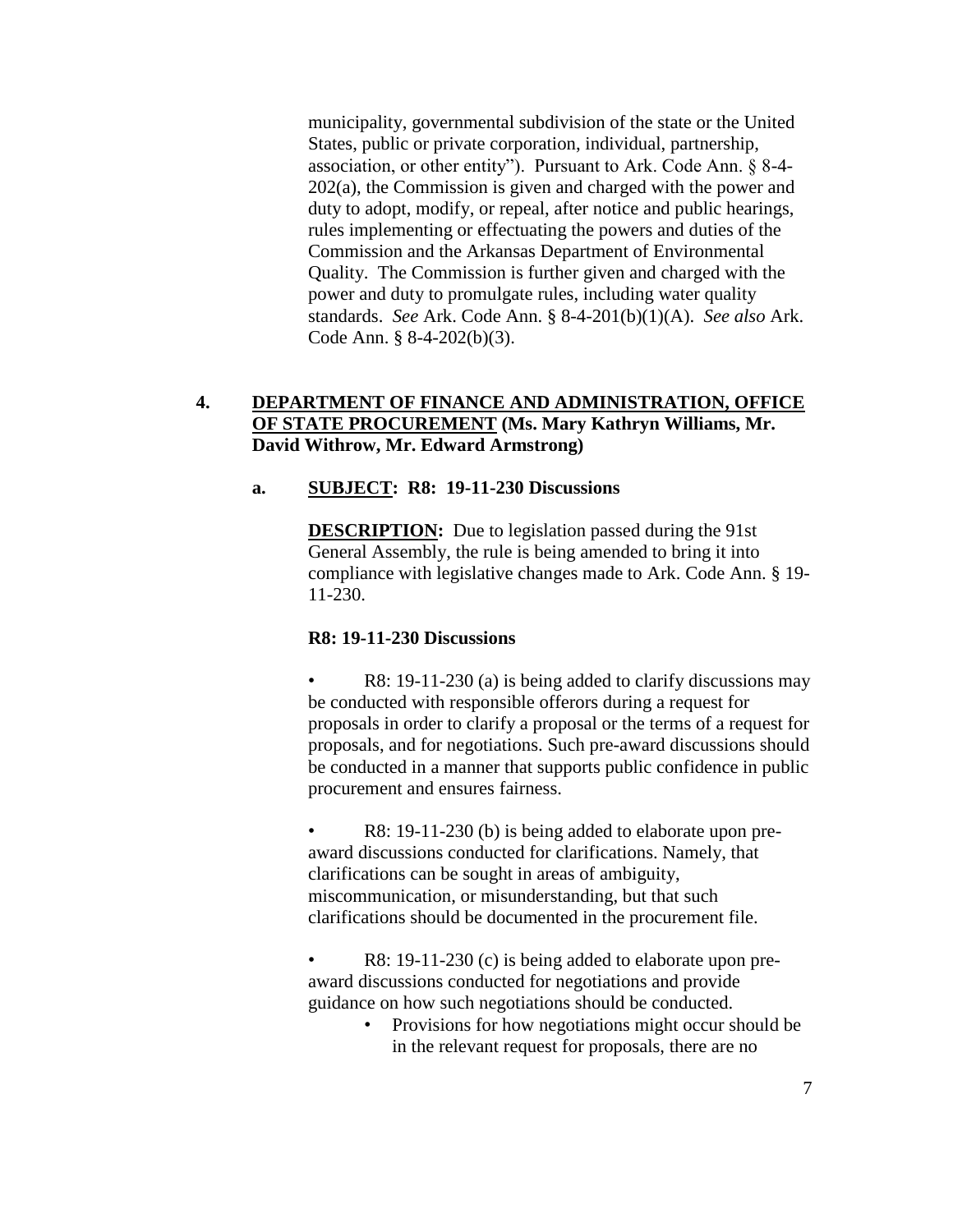municipality, governmental subdivision of the state or the United States, public or private corporation, individual, partnership, association, or other entity"). Pursuant to Ark. Code Ann. § 8-4-202(a), the Commission is given and charged with the power and duty to adopt, modify, or repeal, after notice and public hearings, rules implementing or effectuating the powers and duties of the Commission and the Arkansas Department of Environmental Quality. The Commission is further given and charged with the power and duty to promulgate rules, including water quality standards. *See* Ark. Code Ann. § 8-4-201(b)(1)(A). *See also* Ark. Code Ann. § 8-4-202(b)(3).

**4. <u>DEPARTMENT OF FINANCE AND ADMINISTRATION, OFFICE OF STATE PROCUREMENT</u> (Ms. Mary Kathryn Williams, Mr. David Withrow, Mr. Edward Armstrong)**

**a. <u>SUBJECT</u>: R8: 19-11-230 Discussions**

**<u>DESCRIPTION</u>:** Due to legislation passed during the 91st General Assembly, the rule is being amended to bring it into compliance with legislative changes made to Ark. Code Ann. § 19-11-230.

**R8: 19-11-230 Discussions**

- R8: 19-11-230 (a) is being added to clarify discussions may be conducted with responsible offerors during a request for proposals in order to clarify a proposal or the terms of a request for proposals, and for negotiations. Such pre-award discussions should be conducted in a manner that supports public confidence in public procurement and ensures fairness.

- R8: 19-11-230 (b) is being added to elaborate upon pre-award discussions conducted for clarifications. Namely, that clarifications can be sought in areas of ambiguity, miscommunication, or misunderstanding, but that such clarifications should be documented in the procurement file.

- R8: 19-11-230 (c) is being added to elaborate upon pre-award discussions conducted for negotiations and provide guidance on how such negotiations should be conducted.
  - Provisions for how negotiations might occur should be in the relevant request for proposals, there are no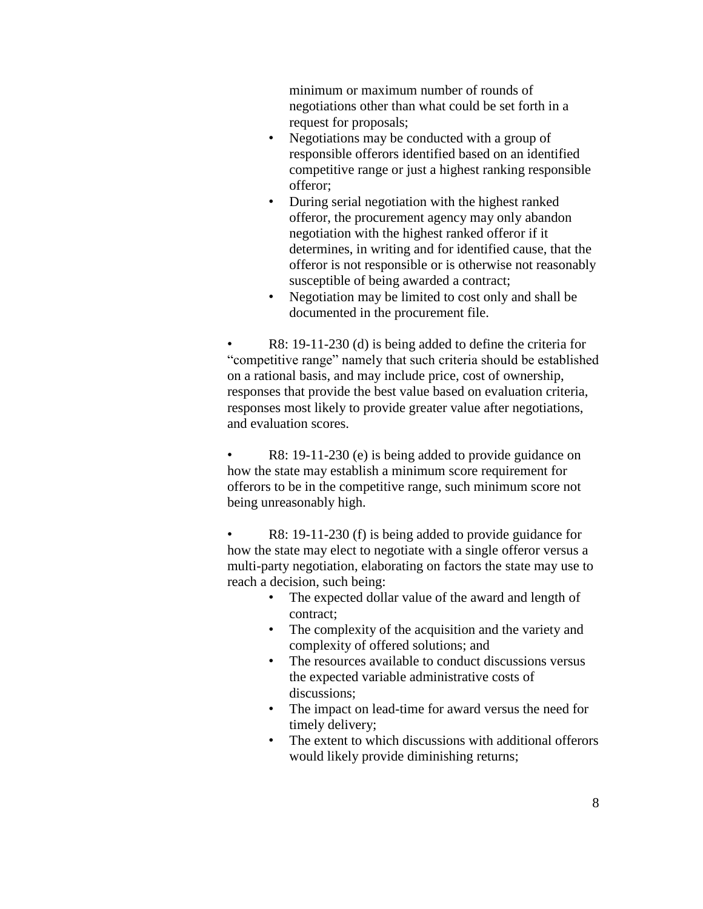minimum or maximum number of rounds of negotiations other than what could be set forth in a request for proposals;

  - Negotiations may be conducted with a group of responsible offerors identified based on an identified competitive range or just a highest ranking responsible offeror;
  - During serial negotiation with the highest ranked offeror, the procurement agency may only abandon negotiation with the highest ranked offeror if it determines, in writing and for identified cause, that the offeror is not responsible or is otherwise not reasonably susceptible of being awarded a contract;
  - Negotiation may be limited to cost only and shall be documented in the procurement file.

- R8: 19-11-230 (d) is being added to define the criteria for "competitive range" namely that such criteria should be established on a rational basis, and may include price, cost of ownership, responses that provide the best value based on evaluation criteria, responses most likely to provide greater value after negotiations, and evaluation scores.

- R8: 19-11-230 (e) is being added to provide guidance on how the state may establish a minimum score requirement for offerors to be in the competitive range, such minimum score not being unreasonably high.

- R8: 19-11-230 (f) is being added to provide guidance for how the state may elect to negotiate with a single offeror versus a multi-party negotiation, elaborating on factors the state may use to reach a decision, such being:
  - The expected dollar value of the award and length of contract;
  - The complexity of the acquisition and the variety and complexity of offered solutions; and
  - The resources available to conduct discussions versus the expected variable administrative costs of discussions;
  - The impact on lead-time for award versus the need for timely delivery;
  - The extent to which discussions with additional offerors would likely provide diminishing returns;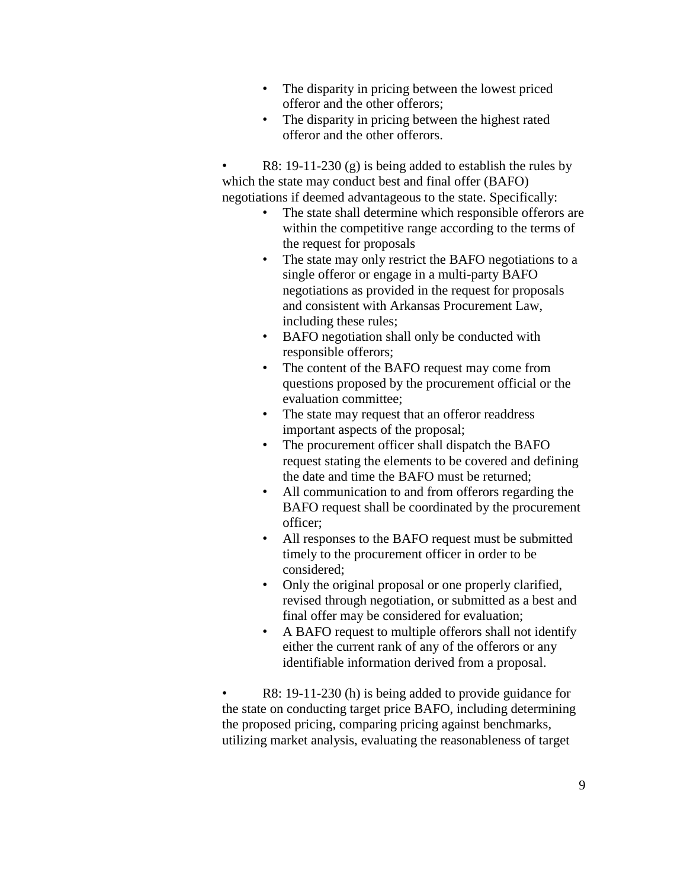- The disparity in pricing between the lowest priced offeror and the other offerors;
  - The disparity in pricing between the highest rated offeror and the other offerors.

- R8: 19-11-230 (g) is being added to establish the rules by which the state may conduct best and final offer (BAFO) negotiations if deemed advantageous to the state. Specifically:
  - The state shall determine which responsible offerors are within the competitive range according to the terms of the request for proposals
  - The state may only restrict the BAFO negotiations to a single offeror or engage in a multi-party BAFO negotiations as provided in the request for proposals and consistent with Arkansas Procurement Law, including these rules;
  - BAFO negotiation shall only be conducted with responsible offerors;
  - The content of the BAFO request may come from questions proposed by the procurement official or the evaluation committee;
  - The state may request that an offeror readdress important aspects of the proposal;
  - The procurement officer shall dispatch the BAFO request stating the elements to be covered and defining the date and time the BAFO must be returned;
  - All communication to and from offerors regarding the BAFO request shall be coordinated by the procurement officer;
  - All responses to the BAFO request must be submitted timely to the procurement officer in order to be considered;
  - Only the original proposal or one properly clarified, revised through negotiation, or submitted as a best and final offer may be considered for evaluation;
  - A BAFO request to multiple offerors shall not identify either the current rank of any of the offerors or any identifiable information derived from a proposal.

- R8: 19-11-230 (h) is being added to provide guidance for the state on conducting target price BAFO, including determining the proposed pricing, comparing pricing against benchmarks, utilizing market analysis, evaluating the reasonableness of target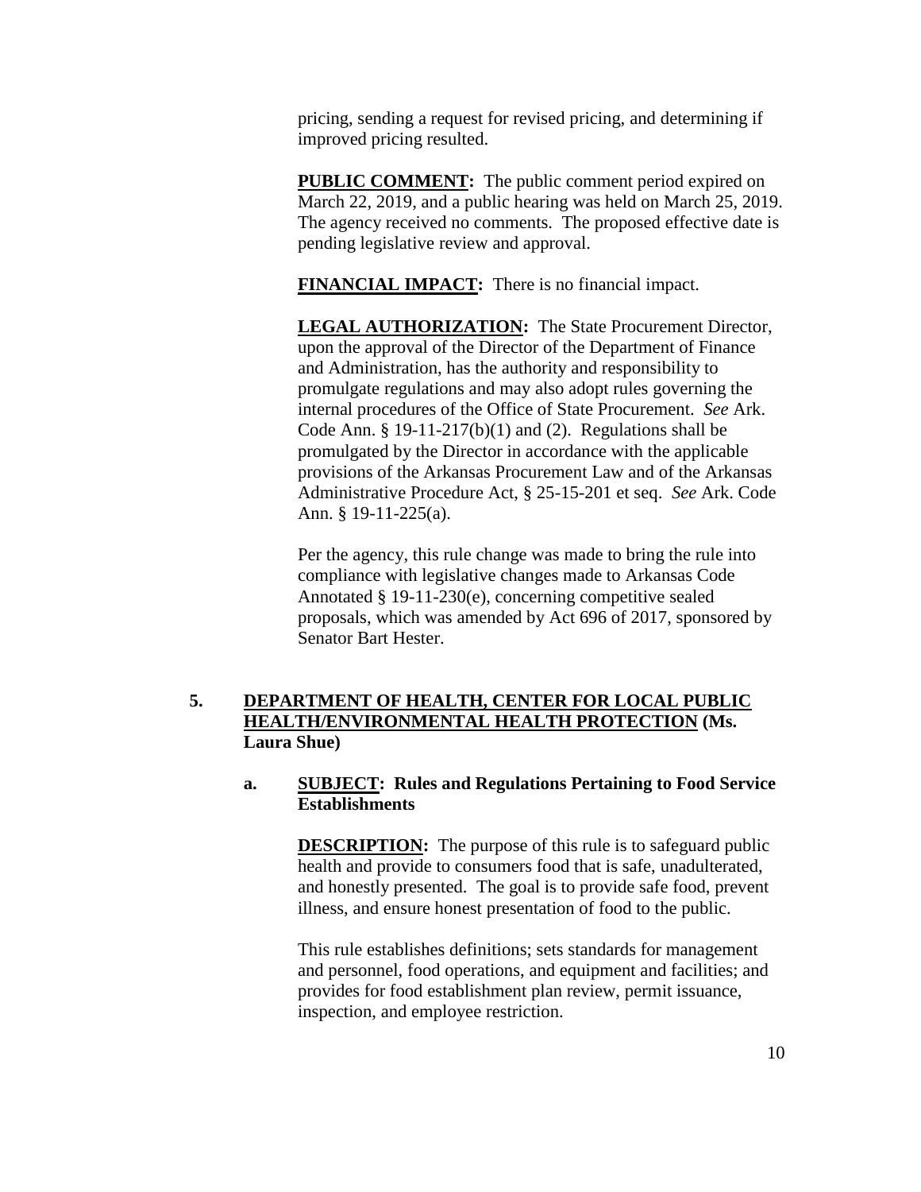pricing, sending a request for revised pricing, and determining if improved pricing resulted.

**PUBLIC COMMENT:** The public comment period expired on March 22, 2019, and a public hearing was held on March 25, 2019. The agency received no comments. The proposed effective date is pending legislative review and approval.

**FINANCIAL IMPACT:** There is no financial impact.

**LEGAL AUTHORIZATION:** The State Procurement Director, upon the approval of the Director of the Department of Finance and Administration, has the authority and responsibility to promulgate regulations and may also adopt rules governing the internal procedures of the Office of State Procurement. *See* Ark. Code Ann. § 19-11-217(b)(1) and (2). Regulations shall be promulgated by the Director in accordance with the applicable provisions of the Arkansas Procurement Law and of the Arkansas Administrative Procedure Act, § 25-15-201 et seq. *See* Ark. Code Ann. § 19-11-225(a).

Per the agency, this rule change was made to bring the rule into compliance with legislative changes made to Arkansas Code Annotated § 19-11-230(e), concerning competitive sealed proposals, which was amended by Act 696 of 2017, sponsored by Senator Bart Hester.

**5. DEPARTMENT OF HEALTH, CENTER FOR LOCAL PUBLIC HEALTH/ENVIRONMENTAL HEALTH PROTECTION (Ms. Laura Shue)**

**a. SUBJECT: Rules and Regulations Pertaining to Food Service Establishments**

**DESCRIPTION:** The purpose of this rule is to safeguard public health and provide to consumers food that is safe, unadulterated, and honestly presented. The goal is to provide safe food, prevent illness, and ensure honest presentation of food to the public.

This rule establishes definitions; sets standards for management and personnel, food operations, and equipment and facilities; and provides for food establishment plan review, permit issuance, inspection, and employee restriction.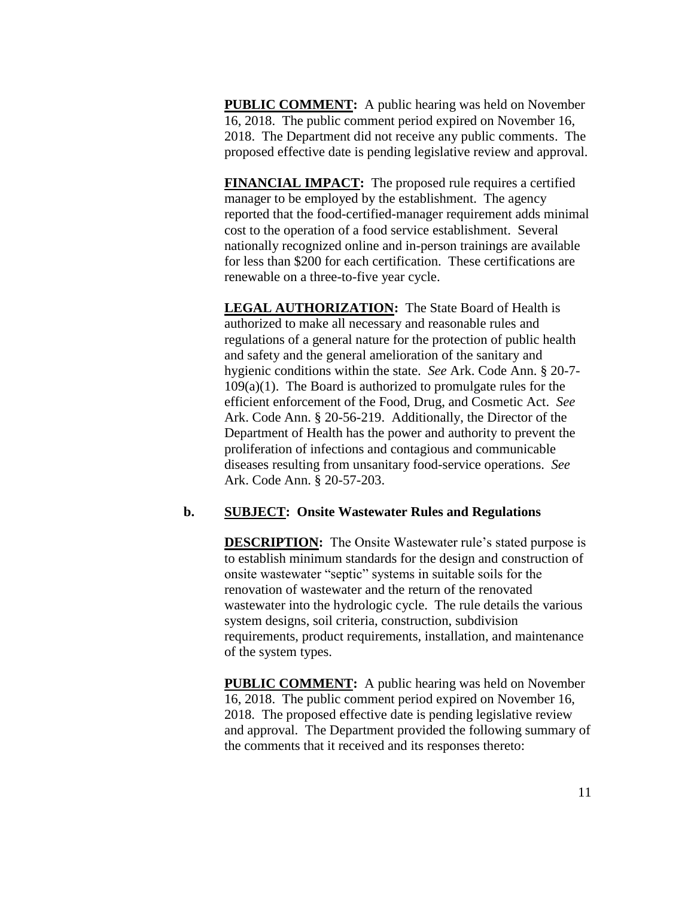**PUBLIC COMMENT:** A public hearing was held on November 16, 2018. The public comment period expired on November 16, 2018. The Department did not receive any public comments. The proposed effective date is pending legislative review and approval.

**FINANCIAL IMPACT:** The proposed rule requires a certified manager to be employed by the establishment. The agency reported that the food-certified-manager requirement adds minimal cost to the operation of a food service establishment. Several nationally recognized online and in-person trainings are available for less than $200 for each certification. These certifications are renewable on a three-to-five year cycle.

**LEGAL AUTHORIZATION:** The State Board of Health is authorized to make all necessary and reasonable rules and regulations of a general nature for the protection of public health and safety and the general amelioration of the sanitary and hygienic conditions within the state. *See* Ark. Code Ann. § 20-7-109(a)(1). The Board is authorized to promulgate rules for the efficient enforcement of the Food, Drug, and Cosmetic Act. *See* Ark. Code Ann. § 20-56-219. Additionally, the Director of the Department of Health has the power and authority to prevent the proliferation of infections and contagious and communicable diseases resulting from unsanitary food-service operations. *See* Ark. Code Ann. § 20-57-203.

**b. SUBJECT: Onsite Wastewater Rules and Regulations**

**DESCRIPTION:** The Onsite Wastewater rule's stated purpose is to establish minimum standards for the design and construction of onsite wastewater "septic" systems in suitable soils for the renovation of wastewater and the return of the renovated wastewater into the hydrologic cycle. The rule details the various system designs, soil criteria, construction, subdivision requirements, product requirements, installation, and maintenance of the system types.

**PUBLIC COMMENT:** A public hearing was held on November 16, 2018. The public comment period expired on November 16, 2018. The proposed effective date is pending legislative review and approval. The Department provided the following summary of the comments that it received and its responses thereto: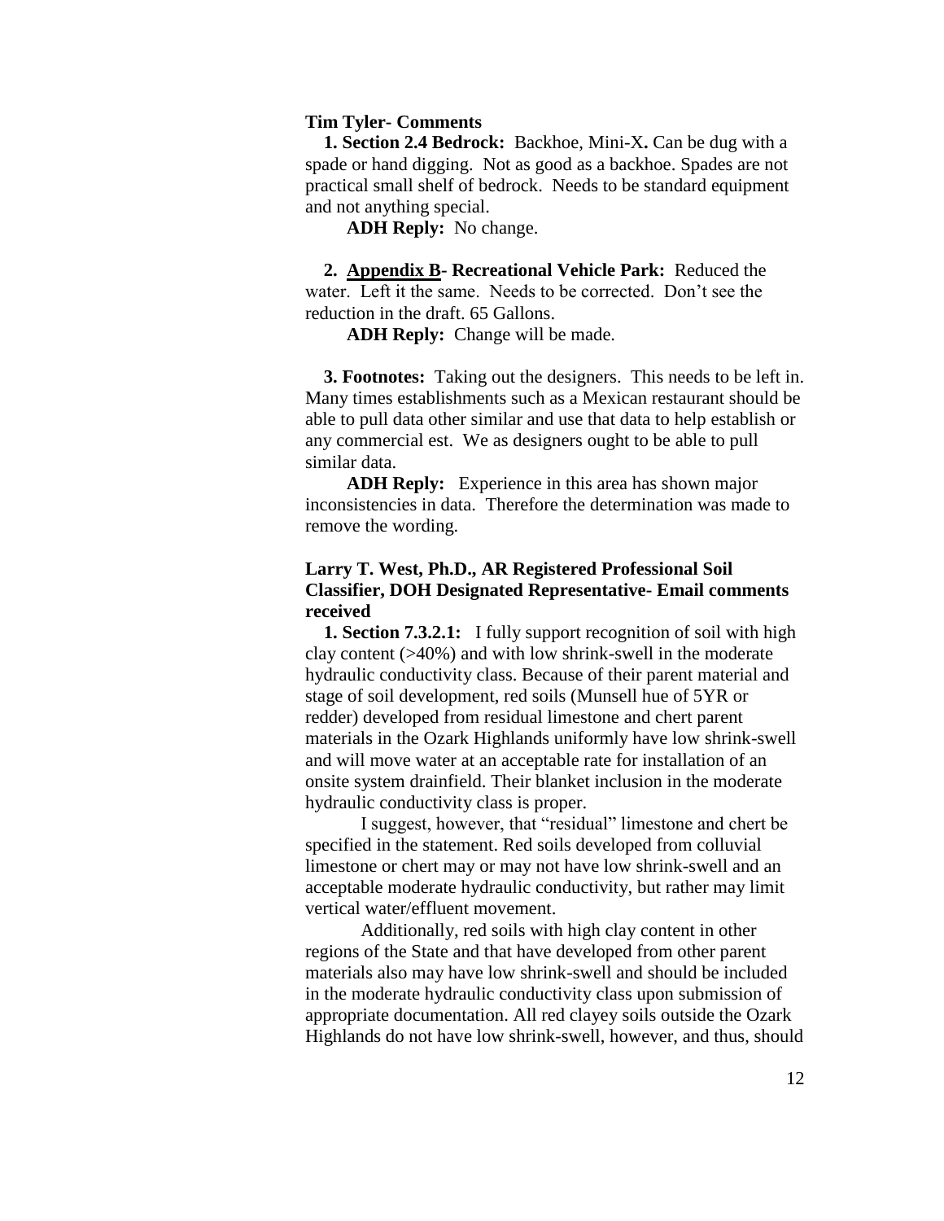**Tim Tyler- Comments**

**1. Section 2.4 Bedrock:** Backhoe, Mini-X**.** Can be dug with a spade or hand digging. Not as good as a backhoe. Spades are not practical small shelf of bedrock. Needs to be standard equipment and not anything special.

**ADH Reply:** No change.

**2. Appendix B- Recreational Vehicle Park:** Reduced the water. Left it the same. Needs to be corrected. Don't see the reduction in the draft. 65 Gallons.

**ADH Reply:** Change will be made.

**3. Footnotes:** Taking out the designers. This needs to be left in. Many times establishments such as a Mexican restaurant should be able to pull data other similar and use that data to help establish or any commercial est. We as designers ought to be able to pull similar data.

**ADH Reply:** Experience in this area has shown major inconsistencies in data. Therefore the determination was made to remove the wording.

**Larry T. West, Ph.D., AR Registered Professional Soil Classifier, DOH Designated Representative- Email comments received**

**1. Section 7.3.2.1:** I fully support recognition of soil with high clay content (>40%) and with low shrink-swell in the moderate hydraulic conductivity class. Because of their parent material and stage of soil development, red soils (Munsell hue of 5YR or redder) developed from residual limestone and chert parent materials in the Ozark Highlands uniformly have low shrink-swell and will move water at an acceptable rate for installation of an onsite system drainfield. Their blanket inclusion in the moderate hydraulic conductivity class is proper.

I suggest, however, that "residual" limestone and chert be specified in the statement. Red soils developed from colluvial limestone or chert may or may not have low shrink-swell and an acceptable moderate hydraulic conductivity, but rather may limit vertical water/effluent movement.

Additionally, red soils with high clay content in other regions of the State and that have developed from other parent materials also may have low shrink-swell and should be included in the moderate hydraulic conductivity class upon submission of appropriate documentation. All red clayey soils outside the Ozark Highlands do not have low shrink-swell, however, and thus, should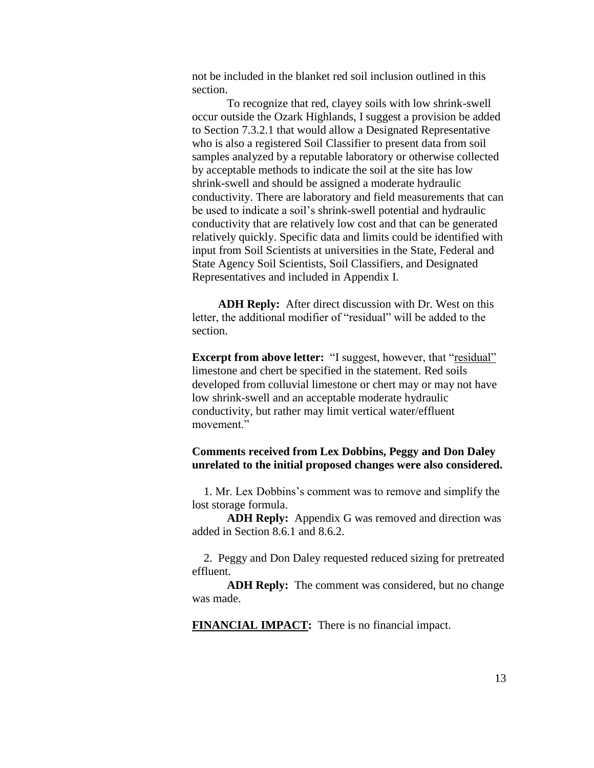not be included in the blanket red soil inclusion outlined in this section.

To recognize that red, clayey soils with low shrink-swell occur outside the Ozark Highlands, I suggest a provision be added to Section 7.3.2.1 that would allow a Designated Representative who is also a registered Soil Classifier to present data from soil samples analyzed by a reputable laboratory or otherwise collected by acceptable methods to indicate the soil at the site has low shrink-swell and should be assigned a moderate hydraulic conductivity. There are laboratory and field measurements that can be used to indicate a soil's shrink-swell potential and hydraulic conductivity that are relatively low cost and that can be generated relatively quickly. Specific data and limits could be identified with input from Soil Scientists at universities in the State, Federal and State Agency Soil Scientists, Soil Classifiers, and Designated Representatives and included in Appendix I.

**ADH Reply:** After direct discussion with Dr. West on this letter, the additional modifier of "residual" will be added to the section.

**Excerpt from above letter:** "I suggest, however, that "residual" limestone and chert be specified in the statement. Red soils developed from colluvial limestone or chert may or may not have low shrink-swell and an acceptable moderate hydraulic conductivity, but rather may limit vertical water/effluent movement."

**Comments received from Lex Dobbins, Peggy and Don Daley unrelated to the initial proposed changes were also considered.**

1. Mr. Lex Dobbins's comment was to remove and simplify the lost storage formula.

   **ADH Reply:** Appendix G was removed and direction was added in Section 8.6.1 and 8.6.2.

2. Peggy and Don Daley requested reduced sizing for pretreated effluent.

   **ADH Reply:** The comment was considered, but no change was made.

**FINANCIAL IMPACT:** There is no financial impact.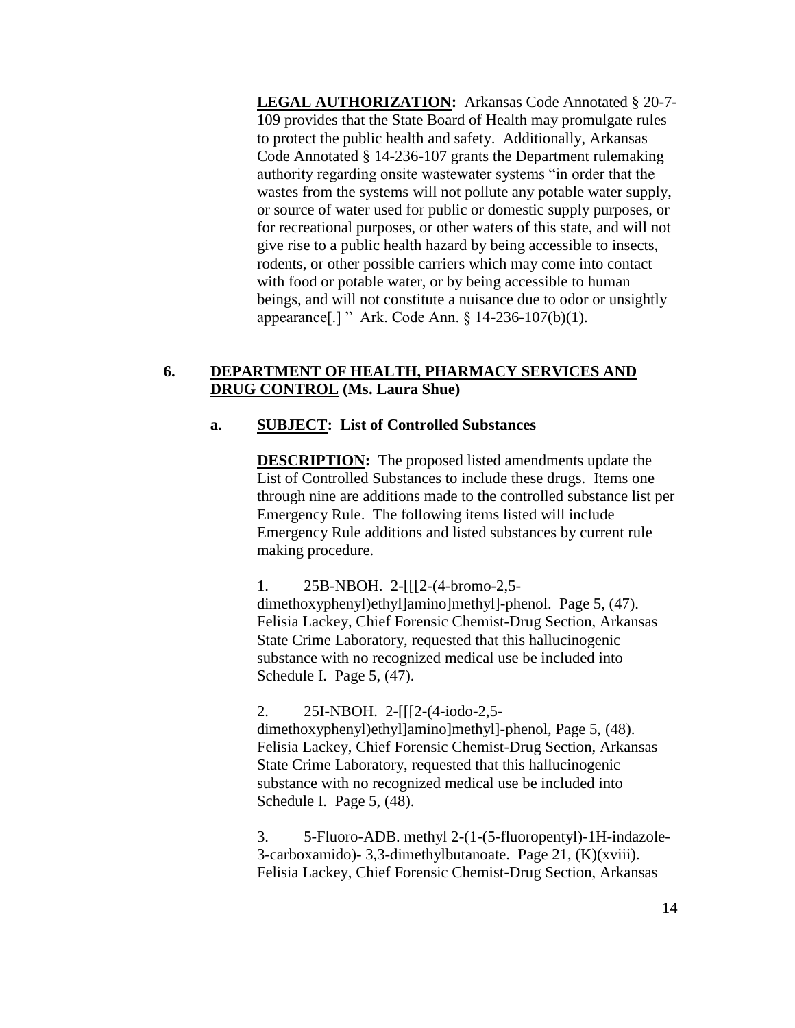**LEGAL AUTHORIZATION:** Arkansas Code Annotated § 20-7-109 provides that the State Board of Health may promulgate rules to protect the public health and safety. Additionally, Arkansas Code Annotated § 14-236-107 grants the Department rulemaking authority regarding onsite wastewater systems "in order that the wastes from the systems will not pollute any potable water supply, or source of water used for public or domestic supply purposes, or for recreational purposes, or other waters of this state, and will not give rise to a public health hazard by being accessible to insects, rodents, or other possible carriers which may come into contact with food or potable water, or by being accessible to human beings, and will not constitute a nuisance due to odor or unsightly appearance[.] " Ark. Code Ann. § 14-236-107(b)(1).

**6. DEPARTMENT OF HEALTH, PHARMACY SERVICES AND DRUG CONTROL (Ms. Laura Shue)**

**a. SUBJECT: List of Controlled Substances**

**DESCRIPTION:** The proposed listed amendments update the List of Controlled Substances to include these drugs. Items one through nine are additions made to the controlled substance list per Emergency Rule. The following items listed will include Emergency Rule additions and listed substances by current rule making procedure.

1. 25B-NBOH. 2-[[[2-(4-bromo-2,5-dimethoxyphenyl)ethyl]amino]methyl]-phenol. Page 5, (47). Felisia Lackey, Chief Forensic Chemist-Drug Section, Arkansas State Crime Laboratory, requested that this hallucinogenic substance with no recognized medical use be included into Schedule I. Page 5, (47).

2. 25I-NBOH. 2-[[[2-(4-iodo-2,5-dimethoxyphenyl)ethyl]amino]methyl]-phenol, Page 5, (48). Felisia Lackey, Chief Forensic Chemist-Drug Section, Arkansas State Crime Laboratory, requested that this hallucinogenic substance with no recognized medical use be included into Schedule I. Page 5, (48).

3. 5-Fluoro-ADB. methyl 2-(1-(5-fluoropentyl)-1H-indazole-3-carboxamido)- 3,3-dimethylbutanoate. Page 21, (K)(xviii). Felisia Lackey, Chief Forensic Chemist-Drug Section, Arkansas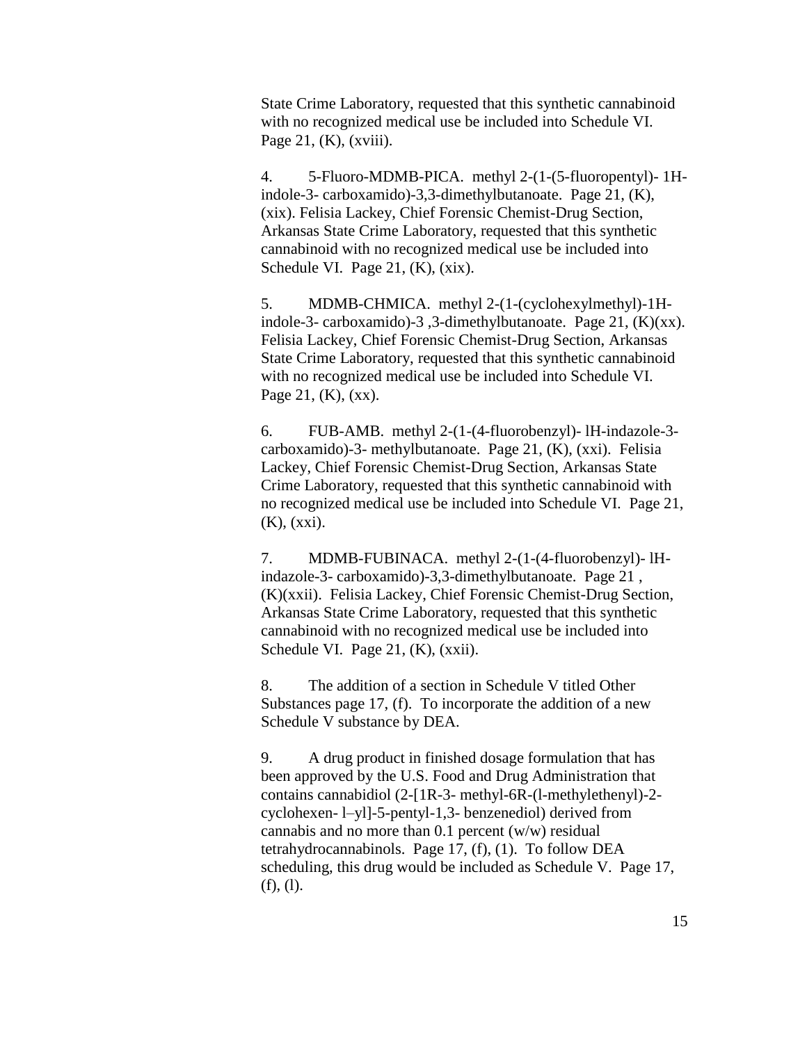State Crime Laboratory, requested that this synthetic cannabinoid with no recognized medical use be included into Schedule VI. Page 21, (K), (xviii).

4. 5-Fluoro-MDMB-PICA. methyl 2-(1-(5-fluoropentyl)- 1H-indole-3- carboxamido)-3,3-dimethylbutanoate. Page 21, (K), (xix). Felisia Lackey, Chief Forensic Chemist-Drug Section, Arkansas State Crime Laboratory, requested that this synthetic cannabinoid with no recognized medical use be included into Schedule VI. Page 21, (K), (xix).

5. MDMB-CHMICA. methyl 2-(1-(cyclohexylmethyl)-1H-indole-3- carboxamido)-3 ,3-dimethylbutanoate. Page 21, (K)(xx). Felisia Lackey, Chief Forensic Chemist-Drug Section, Arkansas State Crime Laboratory, requested that this synthetic cannabinoid with no recognized medical use be included into Schedule VI. Page 21, (K), (xx).

6. FUB-AMB. methyl 2-(1-(4-fluorobenzyl)- lH-indazole-3-carboxamido)-3- methylbutanoate. Page 21, (K), (xxi). Felisia Lackey, Chief Forensic Chemist-Drug Section, Arkansas State Crime Laboratory, requested that this synthetic cannabinoid with no recognized medical use be included into Schedule VI. Page 21, (K), (xxi).

7. MDMB-FUBINACA. methyl 2-(1-(4-fluorobenzyl)- lH-indazole-3- carboxamido)-3,3-dimethylbutanoate. Page 21 , (K)(xxii). Felisia Lackey, Chief Forensic Chemist-Drug Section, Arkansas State Crime Laboratory, requested that this synthetic cannabinoid with no recognized medical use be included into Schedule VI. Page 21, (K), (xxii).

8. The addition of a section in Schedule V titled Other Substances page 17, (f). To incorporate the addition of a new Schedule V substance by DEA.

9. A drug product in finished dosage formulation that has been approved by the U.S. Food and Drug Administration that contains cannabidiol (2-[1R-3- methyl-6R-(l-methylethenyl)-2-cyclohexen- l–yl]-5-pentyl-1,3- benzenediol) derived from cannabis and no more than 0.1 percent (w/w) residual tetrahydrocannabinols. Page 17, (f), (1). To follow DEA scheduling, this drug would be included as Schedule V. Page 17, (f), (l).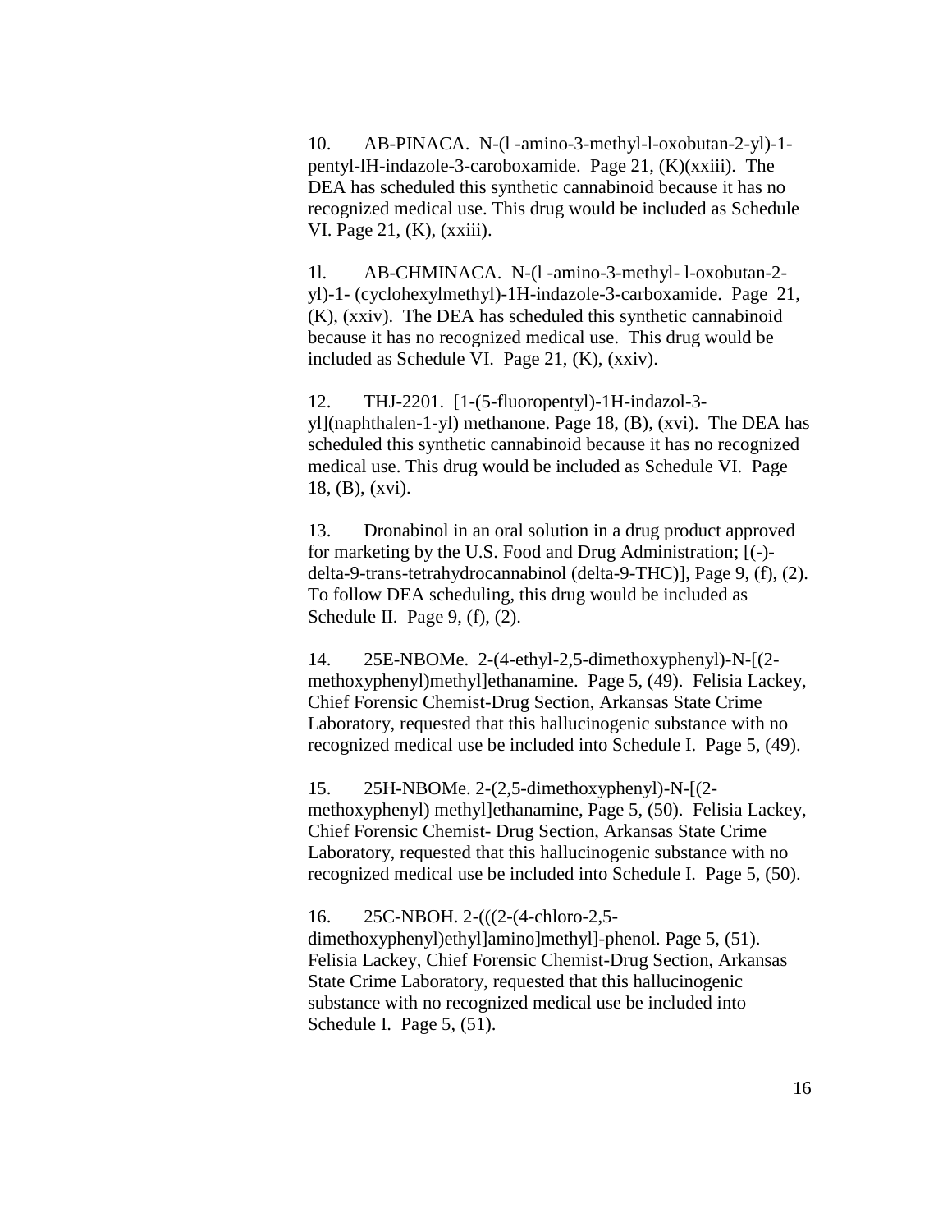10. AB-PINACA. N-(l -amino-3-methyl-l-oxobutan-2-yl)-1-pentyl-lH-indazole-3-caroboxamide. Page 21, (K)(xxiii). The DEA has scheduled this synthetic cannabinoid because it has no recognized medical use. This drug would be included as Schedule VI. Page 21, (K), (xxiii).

1l. AB-CHMINACA. N-(l -amino-3-methyl- l-oxobutan-2-yl)-1- (cyclohexylmethyl)-1H-indazole-3-carboxamide. Page 21, (K), (xxiv). The DEA has scheduled this synthetic cannabinoid because it has no recognized medical use. This drug would be included as Schedule VI. Page 21, (K), (xxiv).

12. THJ-2201. [1-(5-fluoropentyl)-1H-indazol-3-yl](naphthalen-1-yl) methanone. Page 18, (B), (xvi). The DEA has scheduled this synthetic cannabinoid because it has no recognized medical use. This drug would be included as Schedule VI. Page 18, (B), (xvi).

13. Dronabinol in an oral solution in a drug product approved for marketing by the U.S. Food and Drug Administration; [(-)-delta-9-trans-tetrahydrocannabinol (delta-9-THC)], Page 9, (f), (2). To follow DEA scheduling, this drug would be included as Schedule II. Page 9, (f), (2).

14. 25E-NBOMe. 2-(4-ethyl-2,5-dimethoxyphenyl)-N-[(2-methoxyphenyl)methyl]ethanamine. Page 5, (49). Felisia Lackey, Chief Forensic Chemist-Drug Section, Arkansas State Crime Laboratory, requested that this hallucinogenic substance with no recognized medical use be included into Schedule I. Page 5, (49).

15. 25H-NBOMe. 2-(2,5-dimethoxyphenyl)-N-[(2-methoxyphenyl) methyl]ethanamine, Page 5, (50). Felisia Lackey, Chief Forensic Chemist- Drug Section, Arkansas State Crime Laboratory, requested that this hallucinogenic substance with no recognized medical use be included into Schedule I. Page 5, (50).

16. 25C-NBOH. 2-(((2-(4-chloro-2,5-dimethoxyphenyl)ethyl]amino]methyl]-phenol. Page 5, (51). Felisia Lackey, Chief Forensic Chemist-Drug Section, Arkansas State Crime Laboratory, requested that this hallucinogenic substance with no recognized medical use be included into Schedule I. Page 5, (51).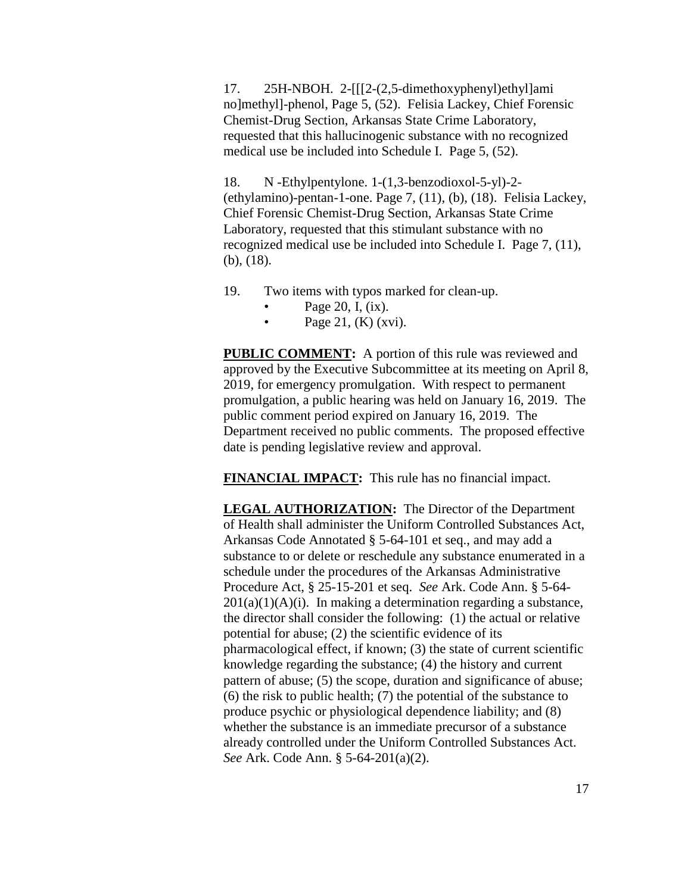17. 25H-NBOH. 2-[[[2-(2,5-dimethoxyphenyl)ethyl]amino]methyl]-phenol, Page 5, (52). Felisia Lackey, Chief Forensic Chemist-Drug Section, Arkansas State Crime Laboratory, requested that this hallucinogenic substance with no recognized medical use be included into Schedule I. Page 5, (52).

18. N -Ethylpentylone. 1-(1,3-benzodioxol-5-yl)-2-(ethylamino)-pentan-1-one. Page 7, (11), (b), (18). Felisia Lackey, Chief Forensic Chemist-Drug Section, Arkansas State Crime Laboratory, requested that this stimulant substance with no recognized medical use be included into Schedule I. Page 7, (11), (b), (18).

19. Two items with typos marked for clean-up.
    - Page 20, I, (ix).
    - Page 21, (K) (xvi).

**PUBLIC COMMENT:** A portion of this rule was reviewed and approved by the Executive Subcommittee at its meeting on April 8, 2019, for emergency promulgation. With respect to permanent promulgation, a public hearing was held on January 16, 2019. The public comment period expired on January 16, 2019. The Department received no public comments. The proposed effective date is pending legislative review and approval.

**FINANCIAL IMPACT:** This rule has no financial impact.

**LEGAL AUTHORIZATION:** The Director of the Department of Health shall administer the Uniform Controlled Substances Act, Arkansas Code Annotated § 5-64-101 et seq., and may add a substance to or delete or reschedule any substance enumerated in a schedule under the procedures of the Arkansas Administrative Procedure Act, § 25-15-201 et seq. *See* Ark. Code Ann. § 5-64-201(a)(1)(A)(i). In making a determination regarding a substance, the director shall consider the following: (1) the actual or relative potential for abuse; (2) the scientific evidence of its pharmacological effect, if known; (3) the state of current scientific knowledge regarding the substance; (4) the history and current pattern of abuse; (5) the scope, duration and significance of abuse; (6) the risk to public health; (7) the potential of the substance to produce psychic or physiological dependence liability; and (8) whether the substance is an immediate precursor of a substance already controlled under the Uniform Controlled Substances Act. *See* Ark. Code Ann. § 5-64-201(a)(2).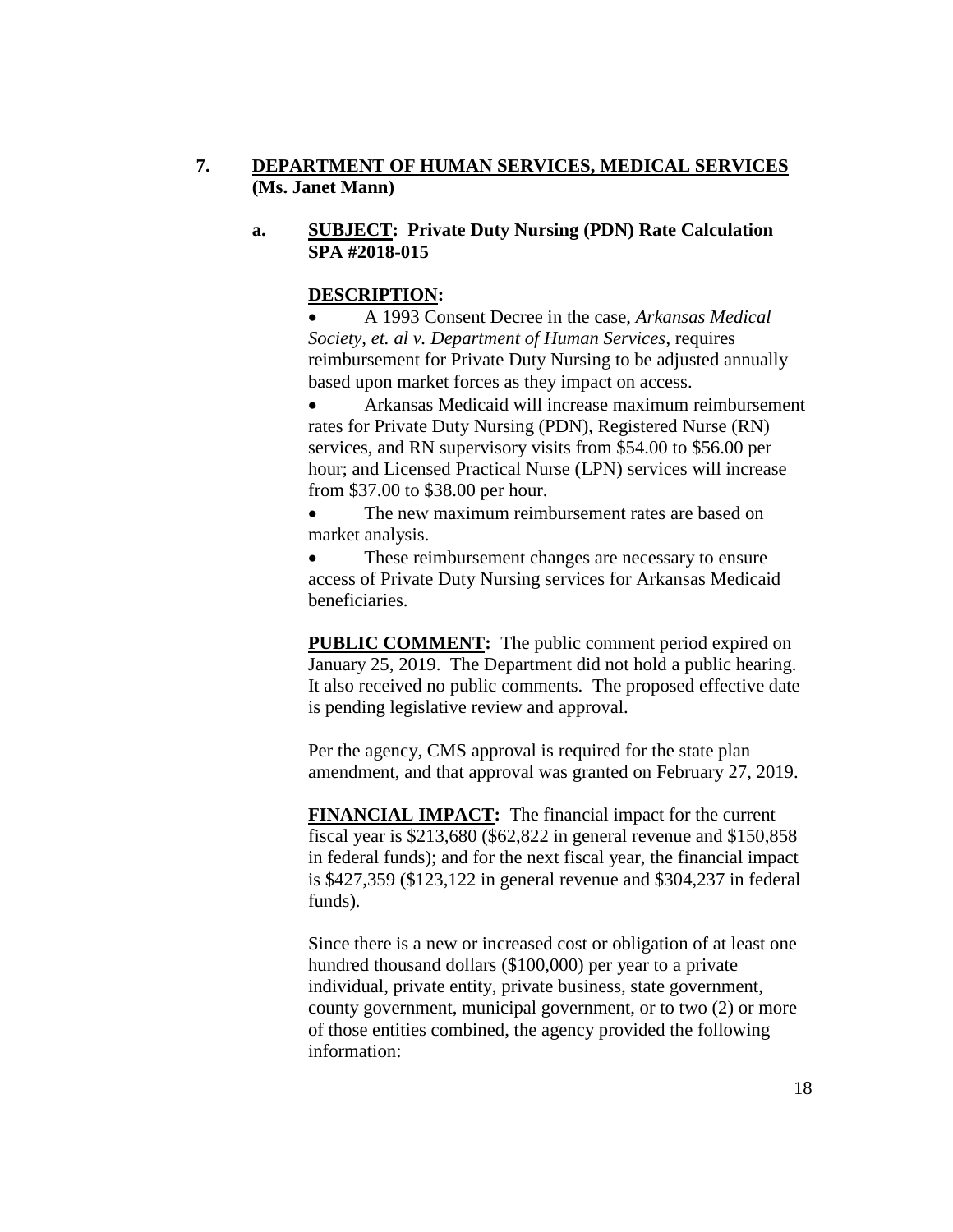**7. <u>DEPARTMENT OF HUMAN SERVICES, MEDICAL SERVICES</u>**
**(Ms. Janet Mann)**

**a. <u>SUBJECT</u>: Private Duty Nursing (PDN) Rate Calculation SPA #2018-015**

**<u>DESCRIPTION</u>:**

- A 1993 Consent Decree in the case, *Arkansas Medical Society, et. al v. Department of Human Services*, requires reimbursement for Private Duty Nursing to be adjusted annually based upon market forces as they impact on access.
- Arkansas Medicaid will increase maximum reimbursement rates for Private Duty Nursing (PDN), Registered Nurse (RN) services, and RN supervisory visits from $54.00 to $56.00 per hour; and Licensed Practical Nurse (LPN) services will increase from $37.00 to $38.00 per hour.
- The new maximum reimbursement rates are based on market analysis.
- These reimbursement changes are necessary to ensure access of Private Duty Nursing services for Arkansas Medicaid beneficiaries.

**<u>PUBLIC COMMENT</u>:** The public comment period expired on January 25, 2019. The Department did not hold a public hearing. It also received no public comments. The proposed effective date is pending legislative review and approval.

Per the agency, CMS approval is required for the state plan amendment, and that approval was granted on February 27, 2019.

**<u>FINANCIAL IMPACT</u>:** The financial impact for the current fiscal year is $213,680 ($62,822 in general revenue and $150,858 in federal funds); and for the next fiscal year, the financial impact is $427,359 ($123,122 in general revenue and $304,237 in federal funds).

Since there is a new or increased cost or obligation of at least one hundred thousand dollars ($100,000) per year to a private individual, private entity, private business, state government, county government, municipal government, or to two (2) or more of those entities combined, the agency provided the following information: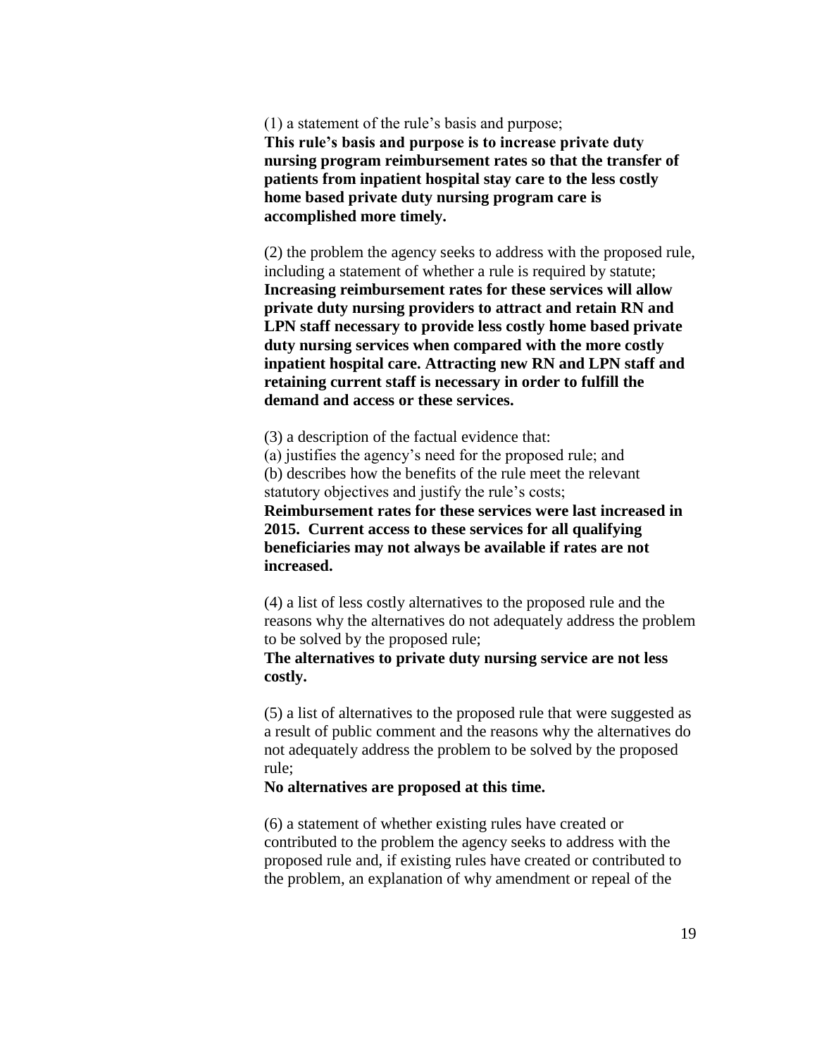(1) a statement of the rule's basis and purpose;

**This rule's basis and purpose is to increase private duty nursing program reimbursement rates so that the transfer of patients from inpatient hospital stay care to the less costly home based private duty nursing program care is accomplished more timely.**

(2) the problem the agency seeks to address with the proposed rule, including a statement of whether a rule is required by statute;

**Increasing reimbursement rates for these services will allow private duty nursing providers to attract and retain RN and LPN staff necessary to provide less costly home based private duty nursing services when compared with the more costly inpatient hospital care. Attracting new RN and LPN staff and retaining current staff is necessary in order to fulfill the demand and access or these services.**

(3) a description of the factual evidence that:

(a) justifies the agency's need for the proposed rule; and

(b) describes how the benefits of the rule meet the relevant statutory objectives and justify the rule's costs;

**Reimbursement rates for these services were last increased in 2015. Current access to these services for all qualifying beneficiaries may not always be available if rates are not increased.**

(4) a list of less costly alternatives to the proposed rule and the reasons why the alternatives do not adequately address the problem to be solved by the proposed rule;

**The alternatives to private duty nursing service are not less costly.**

(5) a list of alternatives to the proposed rule that were suggested as a result of public comment and the reasons why the alternatives do not adequately address the problem to be solved by the proposed rule;

**No alternatives are proposed at this time.**

(6) a statement of whether existing rules have created or contributed to the problem the agency seeks to address with the proposed rule and, if existing rules have created or contributed to the problem, an explanation of why amendment or repeal of the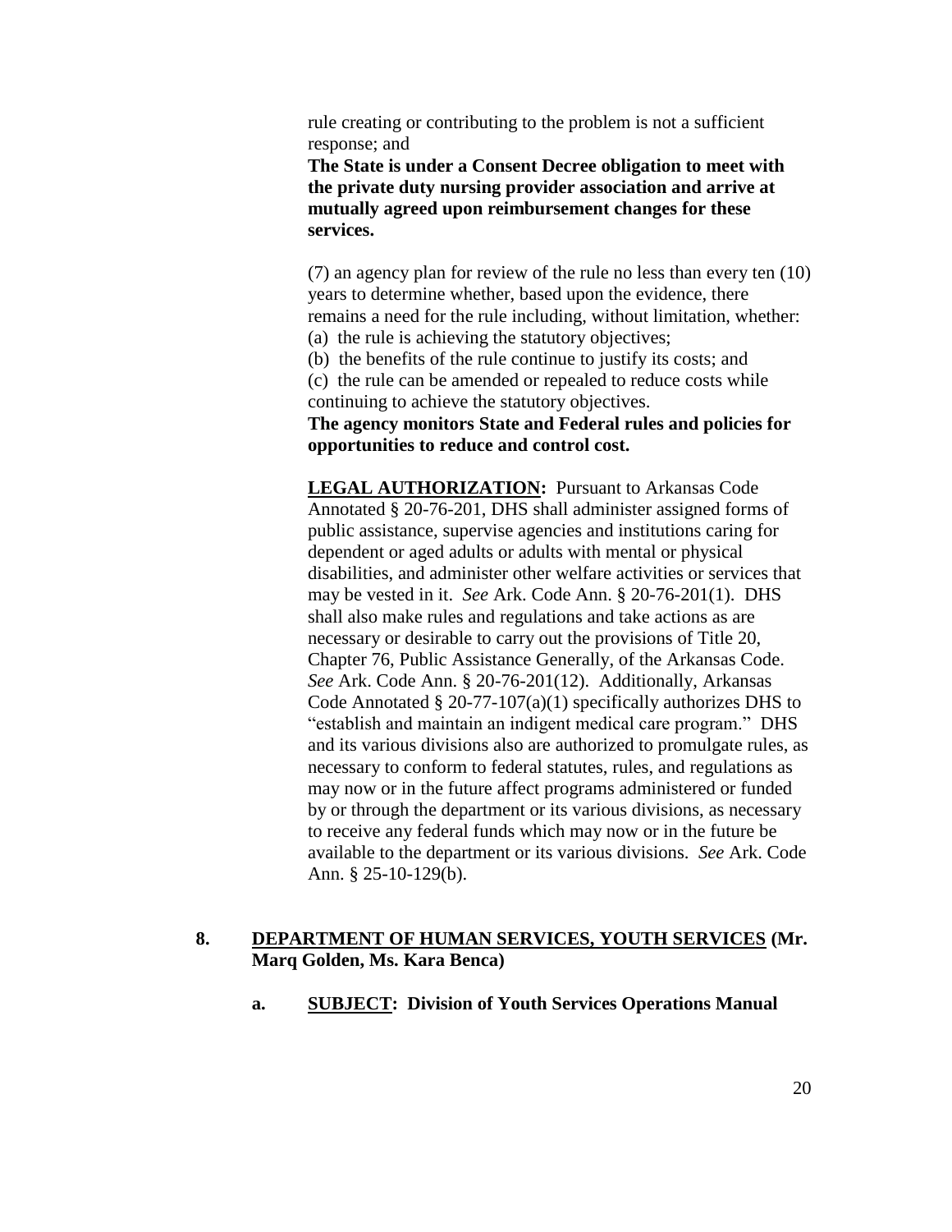rule creating or contributing to the problem is not a sufficient response; and

**The State is under a Consent Decree obligation to meet with the private duty nursing provider association and arrive at mutually agreed upon reimbursement changes for these services.**

(7) an agency plan for review of the rule no less than every ten (10) years to determine whether, based upon the evidence, there remains a need for the rule including, without limitation, whether:
(a) the rule is achieving the statutory objectives;
(b) the benefits of the rule continue to justify its costs; and
(c) the rule can be amended or repealed to reduce costs while continuing to achieve the statutory objectives.

**The agency monitors State and Federal rules and policies for opportunities to reduce and control cost.**

**LEGAL AUTHORIZATION:** Pursuant to Arkansas Code Annotated § 20-76-201, DHS shall administer assigned forms of public assistance, supervise agencies and institutions caring for dependent or aged adults or adults with mental or physical disabilities, and administer other welfare activities or services that may be vested in it. *See* Ark. Code Ann. § 20-76-201(1). DHS shall also make rules and regulations and take actions as are necessary or desirable to carry out the provisions of Title 20, Chapter 76, Public Assistance Generally, of the Arkansas Code. *See* Ark. Code Ann. § 20-76-201(12). Additionally, Arkansas Code Annotated § 20-77-107(a)(1) specifically authorizes DHS to "establish and maintain an indigent medical care program." DHS and its various divisions also are authorized to promulgate rules, as necessary to conform to federal statutes, rules, and regulations as may now or in the future affect programs administered or funded by or through the department or its various divisions, as necessary to receive any federal funds which may now or in the future be available to the department or its various divisions. *See* Ark. Code Ann. § 25-10-129(b).

## 8. DEPARTMENT OF HUMAN SERVICES, YOUTH SERVICES (Mr. Marq Golden, Ms. Kara Benca)

### a. SUBJECT: Division of Youth Services Operations Manual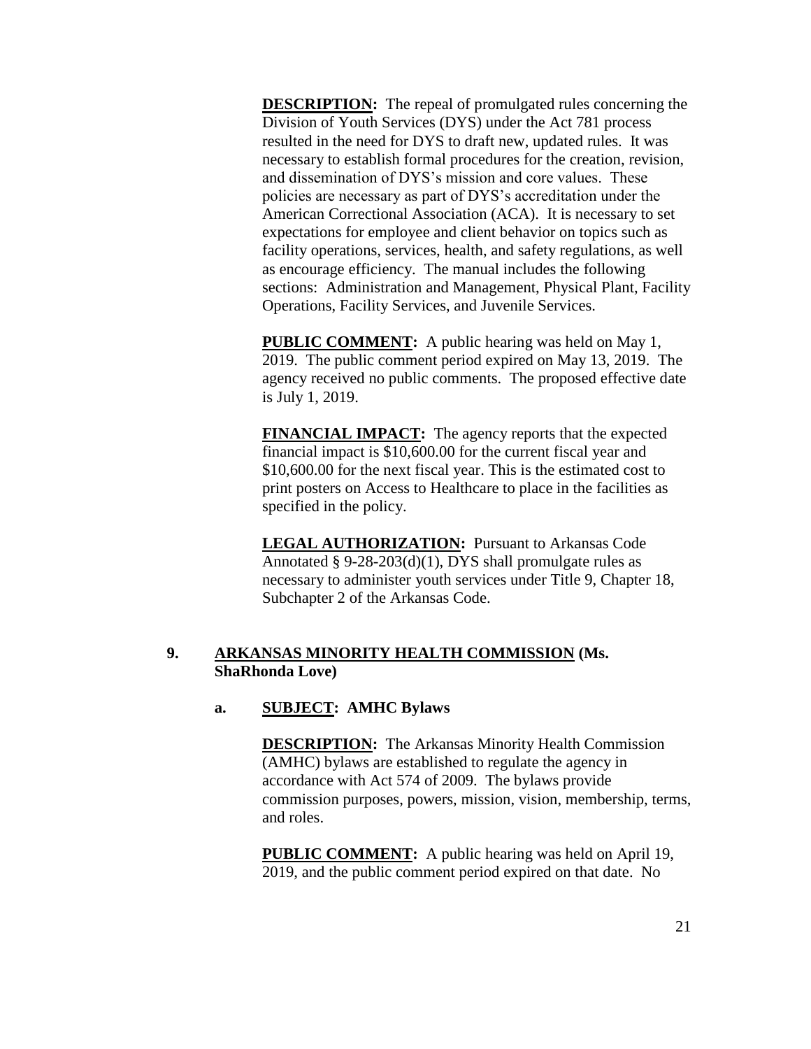**DESCRIPTION:** The repeal of promulgated rules concerning the Division of Youth Services (DYS) under the Act 781 process resulted in the need for DYS to draft new, updated rules. It was necessary to establish formal procedures for the creation, revision, and dissemination of DYS's mission and core values. These policies are necessary as part of DYS's accreditation under the American Correctional Association (ACA). It is necessary to set expectations for employee and client behavior on topics such as facility operations, services, health, and safety regulations, as well as encourage efficiency. The manual includes the following sections: Administration and Management, Physical Plant, Facility Operations, Facility Services, and Juvenile Services.

**PUBLIC COMMENT:** A public hearing was held on May 1, 2019. The public comment period expired on May 13, 2019. The agency received no public comments. The proposed effective date is July 1, 2019.

**FINANCIAL IMPACT:** The agency reports that the expected financial impact is $10,600.00 for the current fiscal year and $10,600.00 for the next fiscal year. This is the estimated cost to print posters on Access to Healthcare to place in the facilities as specified in the policy.

**LEGAL AUTHORIZATION:** Pursuant to Arkansas Code Annotated § 9-28-203(d)(1), DYS shall promulgate rules as necessary to administer youth services under Title 9, Chapter 18, Subchapter 2 of the Arkansas Code.

**9. ARKANSAS MINORITY HEALTH COMMISSION (Ms. ShaRhonda Love)**

**a. SUBJECT: AMHC Bylaws**

**DESCRIPTION:** The Arkansas Minority Health Commission (AMHC) bylaws are established to regulate the agency in accordance with Act 574 of 2009. The bylaws provide commission purposes, powers, mission, vision, membership, terms, and roles.

**PUBLIC COMMENT:** A public hearing was held on April 19, 2019, and the public comment period expired on that date. No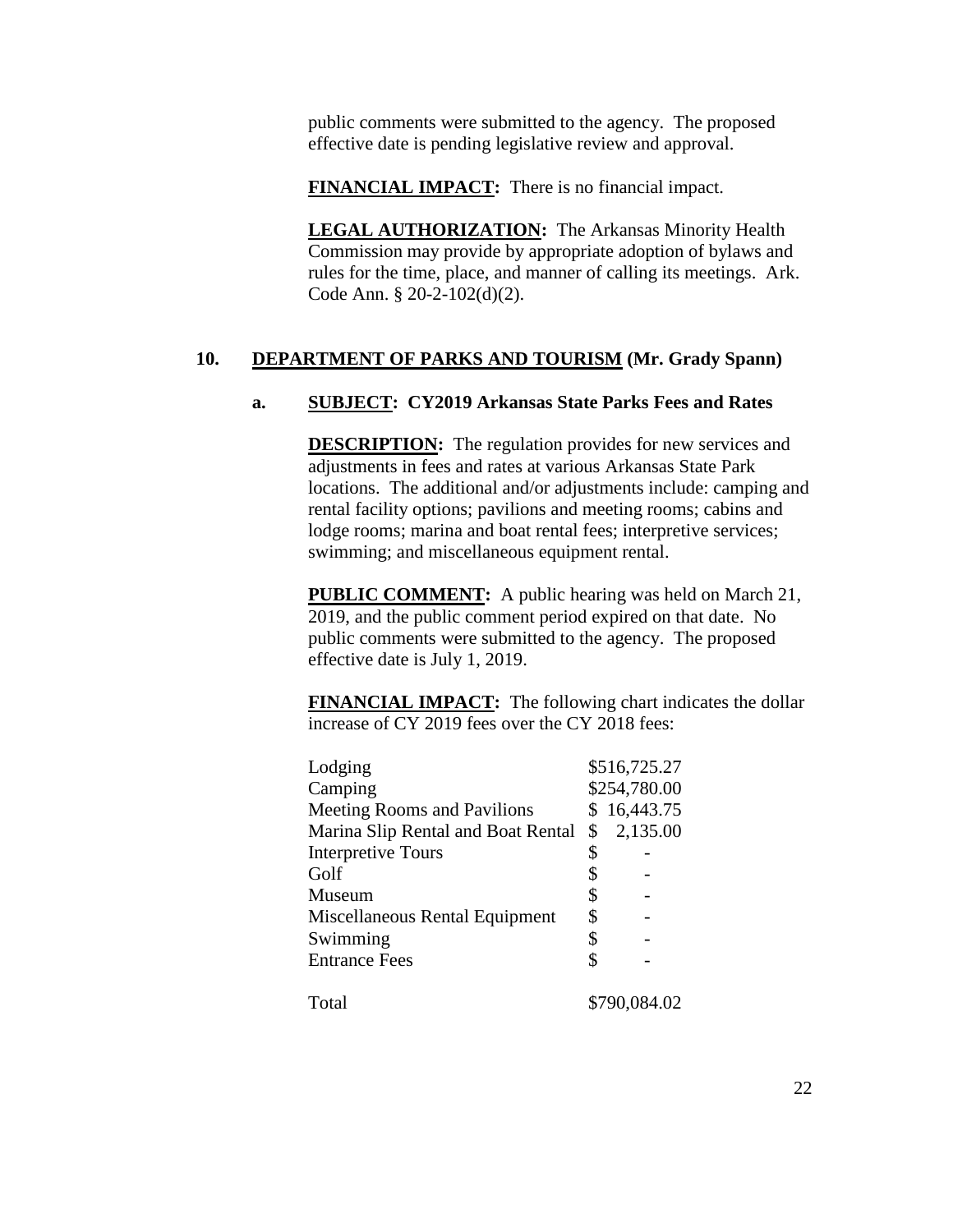public comments were submitted to the agency. The proposed effective date is pending legislative review and approval.

**FINANCIAL IMPACT:** There is no financial impact.

**LEGAL AUTHORIZATION:** The Arkansas Minority Health Commission may provide by appropriate adoption of bylaws and rules for the time, place, and manner of calling its meetings. Ark. Code Ann. § 20-2-102(d)(2).

**10. DEPARTMENT OF PARKS AND TOURISM (Mr. Grady Spann)**

**a. SUBJECT: CY2019 Arkansas State Parks Fees and Rates**

**DESCRIPTION:** The regulation provides for new services and adjustments in fees and rates at various Arkansas State Park locations. The additional and/or adjustments include: camping and rental facility options; pavilions and meeting rooms; cabins and lodge rooms; marina and boat rental fees; interpretive services; swimming; and miscellaneous equipment rental.

**PUBLIC COMMENT:** A public hearing was held on March 21, 2019, and the public comment period expired on that date. No public comments were submitted to the agency. The proposed effective date is July 1, 2019.

**FINANCIAL IMPACT:** The following chart indicates the dollar increase of CY 2019 fees over the CY 2018 fees:

| | |
|---|---|
| Lodging | $516,725.27 |
| Camping | $254,780.00 |
| Meeting Rooms and Pavilions | $ 16,443.75 |
| Marina Slip Rental and Boat Rental | $ 2,135.00 |
| Interpretive Tours | $ - |
| Golf | $ - |
| Museum | $ - |
| Miscellaneous Rental Equipment | $ - |
| Swimming | $ - |
| Entrance Fees | $ - |
| Total | $790,084.02 |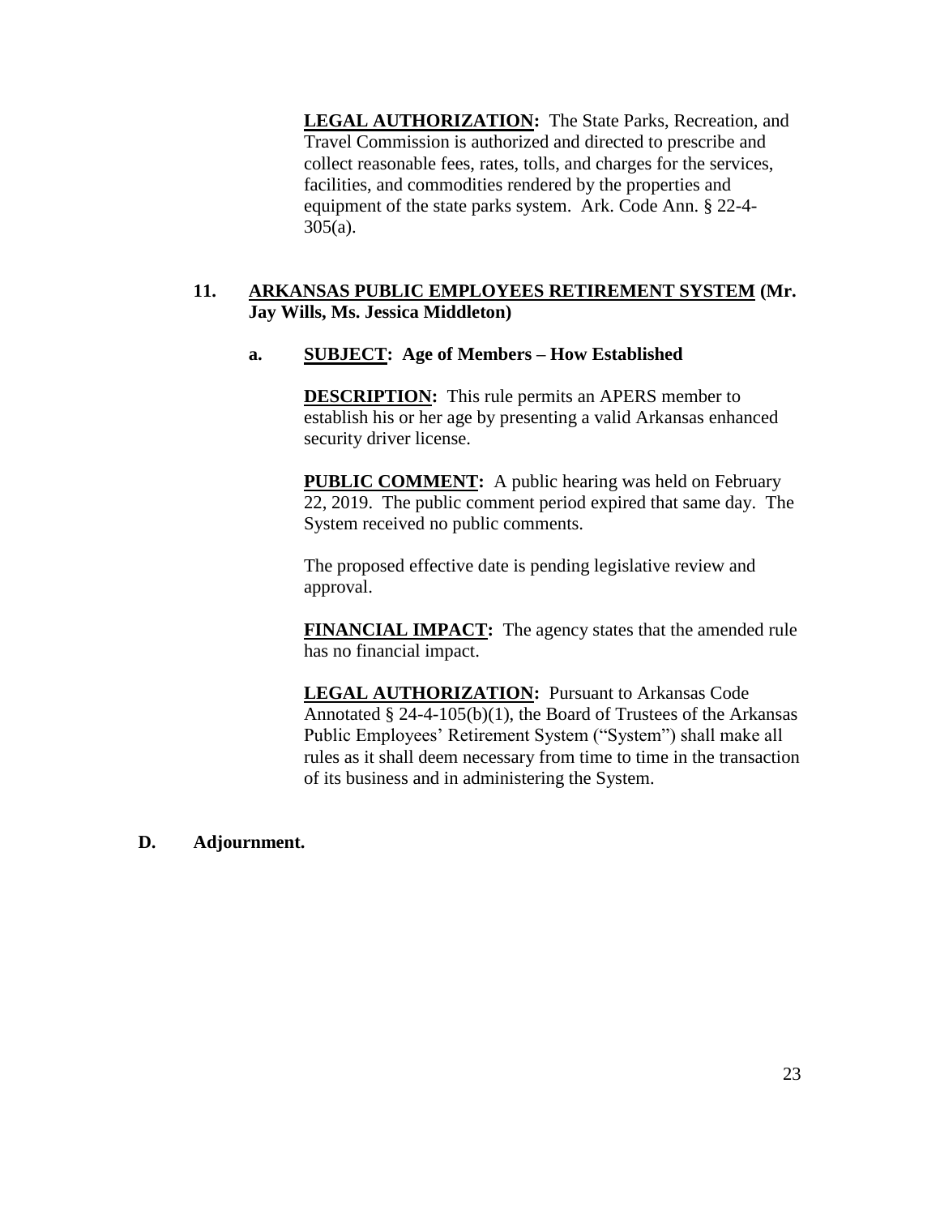**LEGAL AUTHORIZATION:** The State Parks, Recreation, and Travel Commission is authorized and directed to prescribe and collect reasonable fees, rates, tolls, and charges for the services, facilities, and commodities rendered by the properties and equipment of the state parks system. Ark. Code Ann. § 22-4-305(a).

**11. ARKANSAS PUBLIC EMPLOYEES RETIREMENT SYSTEM (Mr. Jay Wills, Ms. Jessica Middleton)**

**a. SUBJECT: Age of Members – How Established**

**DESCRIPTION:** This rule permits an APERS member to establish his or her age by presenting a valid Arkansas enhanced security driver license.

**PUBLIC COMMENT:** A public hearing was held on February 22, 2019. The public comment period expired that same day. The System received no public comments.

The proposed effective date is pending legislative review and approval.

**FINANCIAL IMPACT:** The agency states that the amended rule has no financial impact.

**LEGAL AUTHORIZATION:** Pursuant to Arkansas Code Annotated § 24-4-105(b)(1), the Board of Trustees of the Arkansas Public Employees' Retirement System ("System") shall make all rules as it shall deem necessary from time to time in the transaction of its business and in administering the System.

**D. Adjournment.**